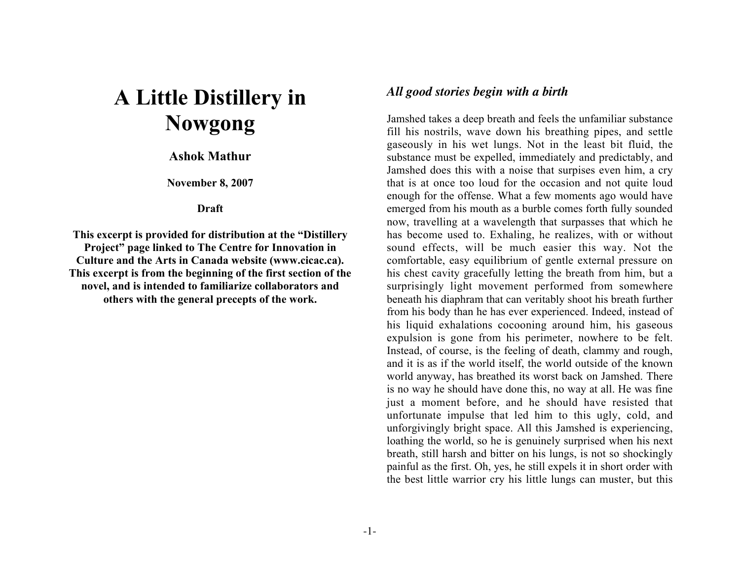# A Little Distillery in Nowgong

**Ashok Mathur**

**November 8, 2007**

**Draft**

**This excerpt is provided for distribution at the "Distillery Project" page linked to The Centre for Innovation in Culture and the Arts in Canada website (www.cicac.ca). This excerpt is from the beginning of the first section of the novel, and is intended to familiarize collaborators and others with the general precepts of the work.**

## *All good stories begin with a birth*

Jamshed takes a deep breath and feels the unfamiliar substance fill his nostrils, wave down his breathing pipes, and settle gaseously in his wet lungs. Not in the least bit fluid, the substance must be expelled, immediately and predictably, and Jamshed does this with a noise that surpises even him, a cry that is at once too loud for the occasion and not quite loud enough for the offense. What a few moments ago would have emerged from his mouth as a burble comes forth fully sounded now, travelling at a wavelength that surpasses that which he has become used to. Exhaling, he realizes, with or without sound effects, will be much easier this way. Not the comfortable, easy equilibrium of gentle external pressure on his chest cavity gracefully letting the breath from him, but a surprisingly light movement performed from somewhere beneath his diaphram that can veritably shoot his breath further from his body than he has ever experienced. Indeed, instead of his liquid exhalations cocooning around him, his gaseous expulsion is gone from his perimeter, nowhere to be felt. Instead, of course, is the feeling of death, clammy and rough, and it is as if the world itself, the world outside of the known world anyway, has breathed its worst back on Jamshed. There is no way he should have done this, no way at all. He was fine just a moment before, and he should have resisted that unfortunate impulse that led him to this ugly, cold, and unforgivingly bright space. All this Jamshed is experiencing, loathing the world, so he is genuinely surprised when his next breath, still harsh and bitter on his lungs, is not so shockingly painful as the first. Oh, yes, he still expels it in short order with the best little warrior cry his little lungs can muster, but this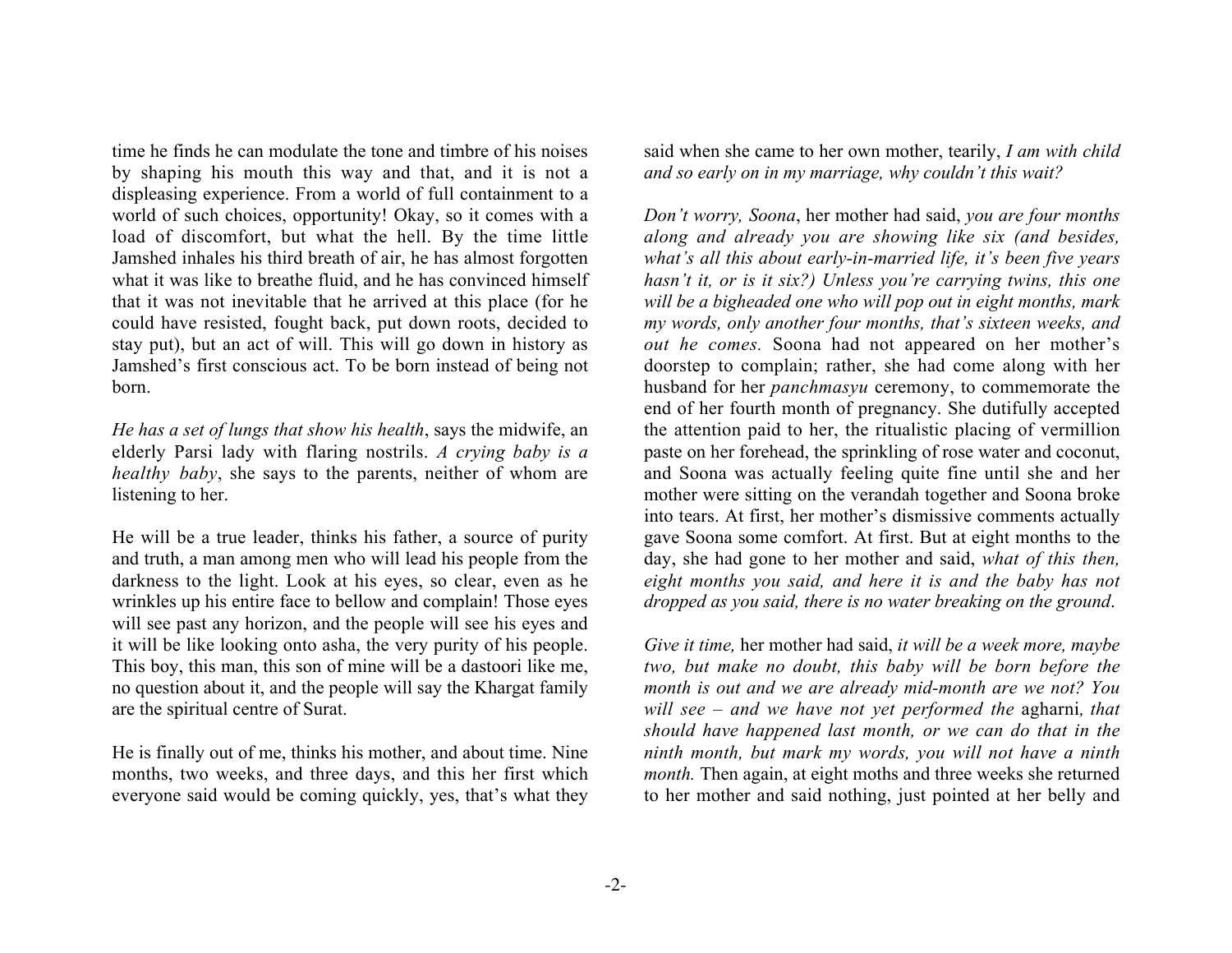time he finds he can modulate the tone and timbre of his noises by shaping his mouth this way and that, and it is not a displeasing experience. From a world of full containment to a world of such choices, opportunity! Okay, so it comes with a load of discomfort, but what the hell. By the time little Jamshed inhales his third breath of air, he has almost forgotten what it was like to breathe fluid, and he has convinced himself that it was not inevitable that he arrived at this place (for he could have resisted, fought back, put down roots, decided to stay put), but an act of will. This will go down in history as Jamshed's first conscious act. To be born instead of being not born.

*He has a set of lungs that show his health*, says the midwife, an elderly Parsi lady with flaring nostrils. *A crying baby is a healthy baby*, she says to the parents, neither of whom are listening to her.

He will be a true leader, thinks his father, a source of purity and truth, a man among men who will lead his people from the darkness to the light. Look at his eyes, so clear, even as he wrinkles up his entire face to bellow and complain! Those eyes will see past any horizon, and the people will see his eyes and it will be like looking onto asha, the very purity of his people. This boy, this man, this son of mine will be a dastoori like me, no question about it, and the people will say the Khargat family are the spiritual centre of Surat.

He is finally out of me, thinks his mother, and about time. Nine months, two weeks, and three days, and this her first which everyone said would be coming quickly, yes, that's what they said when she came to her own mother, tearily, *I am with child and so early on in my marriage, why couldn't this wait?*

*Don't worry, Soona*, her mother had said, *you are four months along and already you are showing like six (and besides, what's all this about early-in-married life, it's been five years hasn't it, or is it six?) Unless you're carrying twins, this one will be a bigheaded one who will pop out in eight months, mark my words, only another four months, that's sixteen weeks, and out he comes.* Soona had not appeared on her mother's doorstep to complain; rather, she had come along with her husband for her *panchmasyu* ceremony, to commemorate the end of her fourth month of pregnancy. She dutifully accepted the attention paid to her, the ritualistic placing of vermillion paste on her forehead, the sprinkling of rose water and coconut, and Soona was actually feeling quite fine until she and her mother were sitting on the verandah together and Soona broke into tears. At first, her mother's dismissive comments actually gave Soona some comfort. At first. But at eight months to the day, she had gone to her mother and said, *what of this then, eight months you said, and here it is and the baby has not dropped as you said, there is no water breaking on the ground*.

*Give it time,* her mother had said, *it will be a week more, maybe two, but make no doubt, this baby will be born before the month is out and we are already mid-month are we not? You will see – and we have not yet performed the* agharni*, that should have happened last month, or we can do that in the ninth month, but mark my words, you will not have a ninth month.* Then again, at eight moths and three weeks she returned to her mother and said nothing, just pointed at her belly and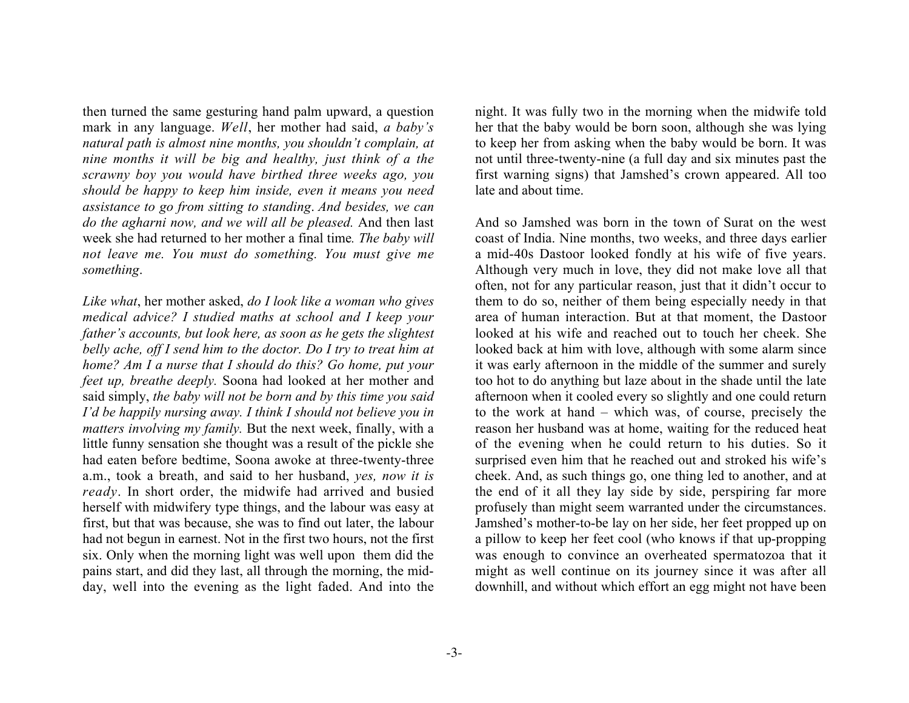then turned the same gesturing hand palm upward, a question mark in any language. *Well*, her mother had said, *a baby's natural path is almost nine months, you shouldn't complain, at nine months it will be big and healthy, just think of a the scrawny boy you would have birthed three weeks ago, you should be happy to keep him inside, even it means you need assistance to go from sitting to standing*. *And besides, we can do the agharni now, and we will all be pleased.* And then last week she had returned to her mother a final time*. The baby will not leave me. You must do something. You must give me something*.

*Like what*, her mother asked, *do I look like a woman who gives medical advice? I studied maths at school and I keep your father's accounts, but look here, as soon as he gets the slightest belly ache, off I send him to the doctor. Do I try to treat him at home? Am I a nurse that I should do this? Go home, put your feet up, breathe deeply.* Soona had looked at her mother and said simply, *the baby will not be born and by this time you said I'd be happily nursing away. I think I should not believe you in matters involving my family.* But the next week, finally, with a little funny sensation she thought was a result of the pickle she had eaten before bedtime, Soona awoke at three-twenty-three a.m., took a breath, and said to her husband, *yes, now it is ready*. In short order, the midwife had arrived and busied herself with midwifery type things, and the labour was easy at first, but that was because, she was to find out later, the labour had not begun in earnest. Not in the first two hours, not the first six. Only when the morning light was well upon them did the pains start, and did they last, all through the morning, the mid-day, well into the evening as the light faded. And into the night. It was fully two in the morning when the midwife told her that the baby would be born soon, although she was lying to keep her from asking when the baby would be born. It was not until three-twenty-nine (a full day and six minutes past the first warning signs) that Jamshed's crown appeared. All too late and about time.

And so Jamshed was born in the town of Surat on the west coast of India. Nine months, two weeks, and three days earlier a mid-40s Dastoor looked fondly at his wife of five years. Although very much in love, they did not make love all that often, not for any particular reason, just that it didn't occur to them to do so, neither of them being especially needy in that area of human interaction. But at that moment, the Dastoor looked at his wife and reached out to touch her cheek. She looked back at him with love, although with some alarm since it was early afternoon in the middle of the summer and surely too hot to do anything but laze about in the shade until the late afternoon when it cooled every so slightly and one could return to the work at hand – which was, of course, precisely the reason her husband was at home, waiting for the reduced heat of the evening when he could return to his duties. So it surprised even him that he reached out and stroked his wife's cheek. And, as such things go, one thing led to another, and at the end of it all they lay side by side, perspiring far more profusely than might seem warranted under the circumstances. Jamshed's mother-to-be lay on her side, her feet propped up on a pillow to keep her feet cool (who knows if that up-propping was enough to convince an overheated spermatozoa that it might as well continue on its journey since it was after all downhill, and without which effort an egg might not have been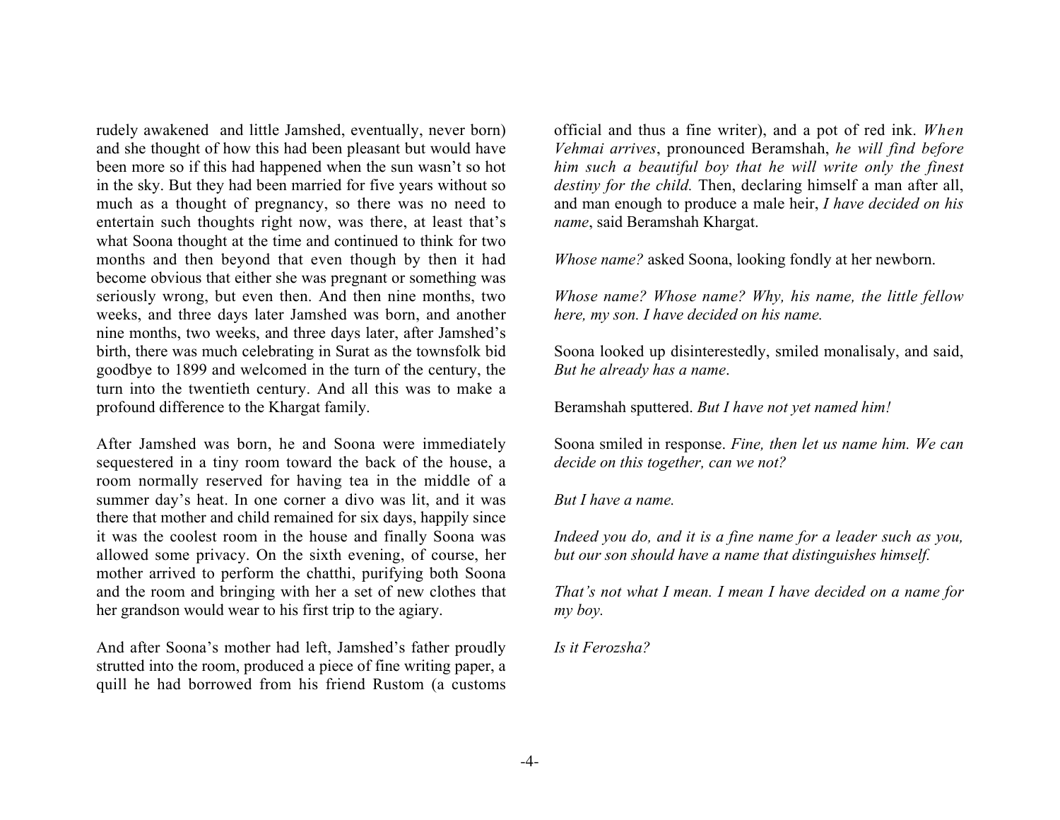rudely awakened  and little Jamshed, eventually, never born) and she thought of how this had been pleasant but would have been more so if this had happened when the sun wasn't so hot in the sky. But they had been married for five years without so much as a thought of pregnancy, so there was no need to entertain such thoughts right now, was there, at least that's what Soona thought at the time and continued to think for two months and then beyond that even though by then it had become obvious that either she was pregnant or something was seriously wrong, but even then. And then nine months, two weeks, and three days later Jamshed was born, and another nine months, two weeks, and three days later, after Jamshed's birth, there was much celebrating in Surat as the townsfolk bid goodbye to 1899 and welcomed in the turn of the century, the turn into the twentieth century. And all this was to make a profound difference to the Khargat family.

After Jamshed was born, he and Soona were immediately sequestered in a tiny room toward the back of the house, a room normally reserved for having tea in the middle of a summer day's heat. In one corner a divo was lit, and it was there that mother and child remained for six days, happily since it was the coolest room in the house and finally Soona was allowed some privacy. On the sixth evening, of course, her mother arrived to perform the chatthi, purifying both Soona and the room and bringing with her a set of new clothes that her grandson would wear to his first trip to the agiary.

And after Soona's mother had left, Jamshed's father proudly strutted into the room, produced a piece of fine writing paper, a quill he had borrowed from his friend Rustom (a customs official and thus a fine writer), and a pot of red ink. *When Vehmai arrives*, pronounced Beramshah, *he will find before him such a beautiful boy that he will write only the finest destiny for the child.* Then, declaring himself a man after all, and man enough to produce a male heir, *I have decided on his name*, said Beramshah Khargat.

*Whose name?* asked Soona, looking fondly at her newborn.

*Whose name? Whose name? Why, his name, the little fellow here, my son. I have decided on his name.*

Soona looked up disinterestedly, smiled monalisaly, and said, *But he already has a name*.

Beramshah sputtered. *But I have not yet named him!*

Soona smiled in response. *Fine, then let us name him. We can decide on this together, can we not?*

*But I have a name.*

*Indeed you do, and it is a fine name for a leader such as you, but our son should have a name that distinguishes himself.*

*That's not what I mean. I mean I have decided on a name for my boy.*

*Is it Ferozsha?*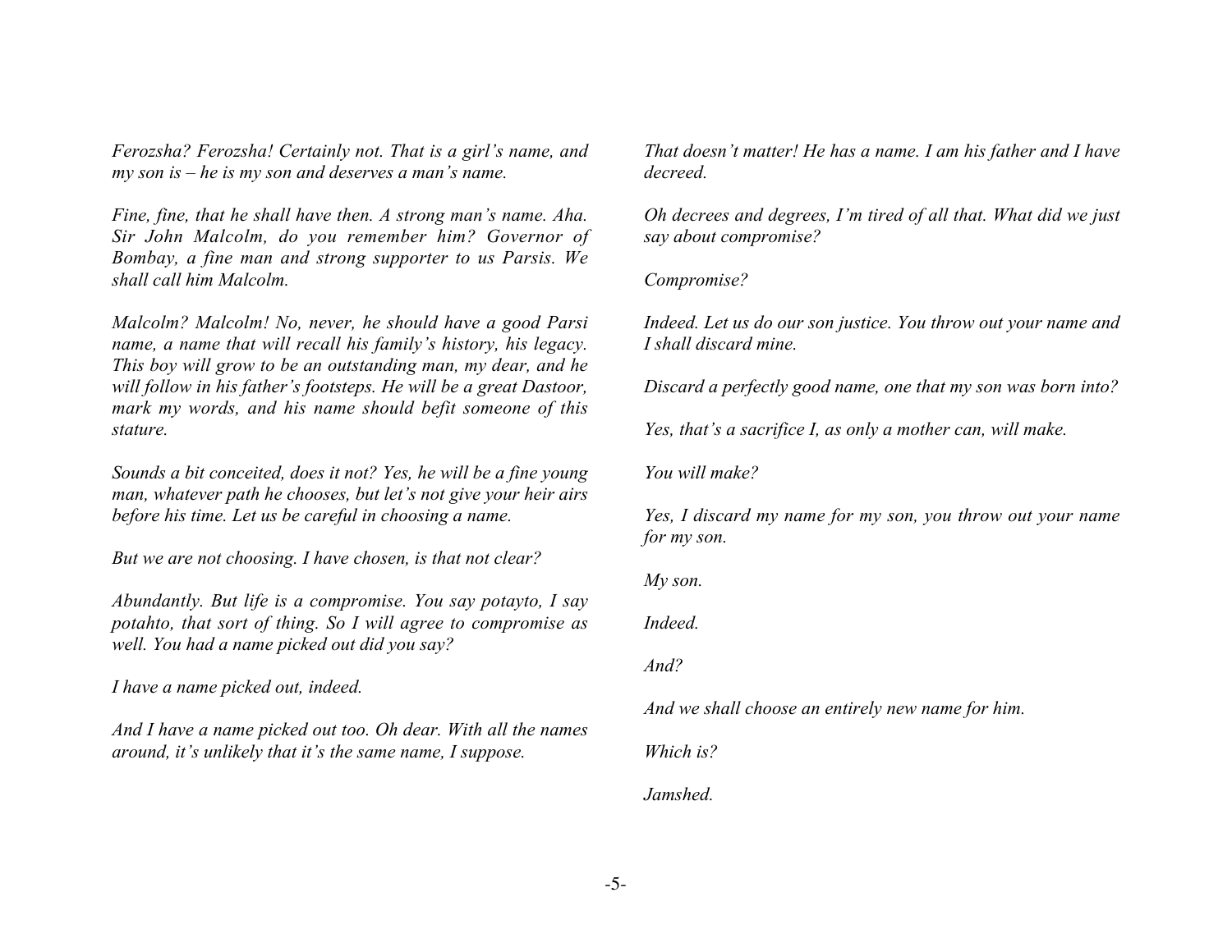*Ferozsha? Ferozsha! Certainly not. That is a girl's name, and my son is – he is my son and deserves a man's name.*

*Fine, fine, that he shall have then. A strong man's name. Aha. Sir John Malcolm, do you remember him? Governor of Bombay, a fine man and strong supporter to us Parsis. We shall call him Malcolm.*

*Malcolm? Malcolm! No, never, he should have a good Parsi name, a name that will recall his family's history, his legacy. This boy will grow to be an outstanding man, my dear, and he will follow in his father's footsteps. He will be a great Dastoor, mark my words, and his name should befit someone of this stature.*

*Sounds a bit conceited, does it not? Yes, he will be a fine young man, whatever path he chooses, but let's not give your heir airs before his time. Let us be careful in choosing a name.*

*But we are not choosing. I have chosen, is that not clear?*

*Abundantly. But life is a compromise. You say potayto, I say potahto, that sort of thing. So I will agree to compromise as well. You had a name picked out did you say?*

*I have a name picked out, indeed.*

*And I have a name picked out too. Oh dear. With all the names around, it's unlikely that it's the same name, I suppose.*

*That doesn't matter! He has a name. I am his father and I have decreed.*

*Oh decrees and degrees, I'm tired of all that. What did we just say about compromise?*

*Compromise?*

*Indeed. Let us do our son justice. You throw out your name and I shall discard mine.*

*Discard a perfectly good name, one that my son was born into?*

*Yes, that's a sacrifice I, as only a mother can, will make.*

*You will make?*

*Yes, I discard my name for my son, you throw out your name for my son.*

*My son.*

*Indeed.*

*And?*

*And we shall choose an entirely new name for him.*

*Which is?*

*Jamshed.*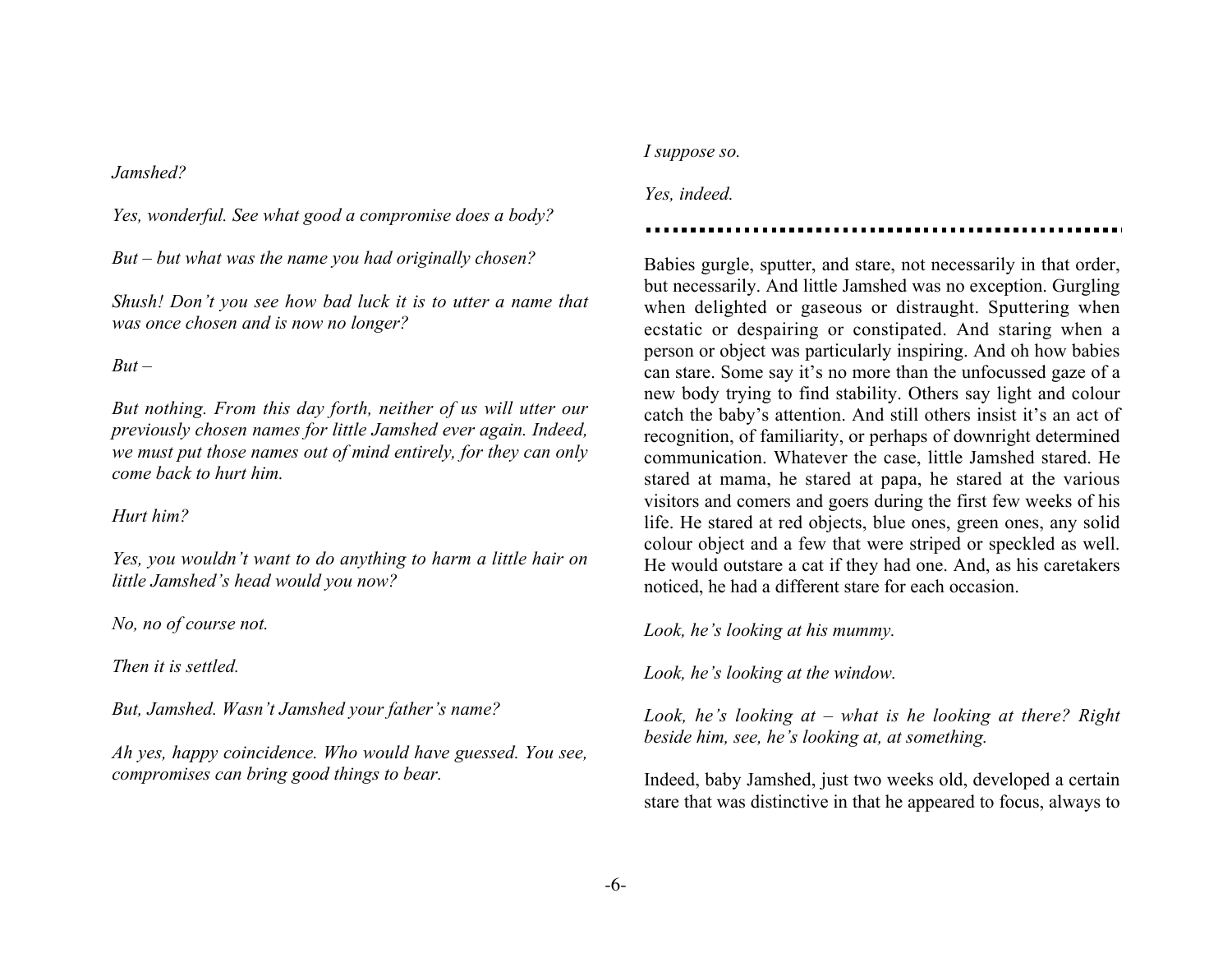*Jamshed?*

*Yes, wonderful. See what good a compromise does a body?*

*But – but what was the name you had originally chosen?*

*Shush! Don't you see how bad luck it is to utter a name that was once chosen and is now no longer?*

*But –*

*But nothing. From this day forth, neither of us will utter our previously chosen names for little Jamshed ever again. Indeed, we must put those names out of mind entirely, for they can only come back to hurt him.*

*Hurt him?*

*Yes, you wouldn't want to do anything to harm a little hair on little Jamshed's head would you now?*

*No, no of course not.*

*Then it is settled.*

*But, Jamshed. Wasn't Jamshed your father's name?*

*Ah yes, happy coincidence. Who would have guessed. You see, compromises can bring good things to bear.*

*I suppose so.*

*Yes, indeed.*

---

Babies gurgle, sputter, and stare, not necessarily in that order, but necessarily. And little Jamshed was no exception. Gurgling when delighted or gaseous or distraught. Sputtering when ecstatic or despairing or constipated. And staring when a person or object was particularly inspiring. And oh how babies can stare. Some say it's no more than the unfocussed gaze of a new body trying to find stability. Others say light and colour catch the baby's attention. And still others insist it's an act of recognition, of familiarity, or perhaps of downright determined communication. Whatever the case, little Jamshed stared. He stared at mama, he stared at papa, he stared at the various visitors and comers and goers during the first few weeks of his life. He stared at red objects, blue ones, green ones, any solid colour object and a few that were striped or speckled as well. He would outstare a cat if they had one. And, as his caretakers noticed, he had a different stare for each occasion.

*Look, he's looking at his mummy.*

*Look, he's looking at the window.*

*Look, he's looking at – what is he looking at there? Right beside him, see, he's looking at, at something.*

Indeed, baby Jamshed, just two weeks old, developed a certain stare that was distinctive in that he appeared to focus, always to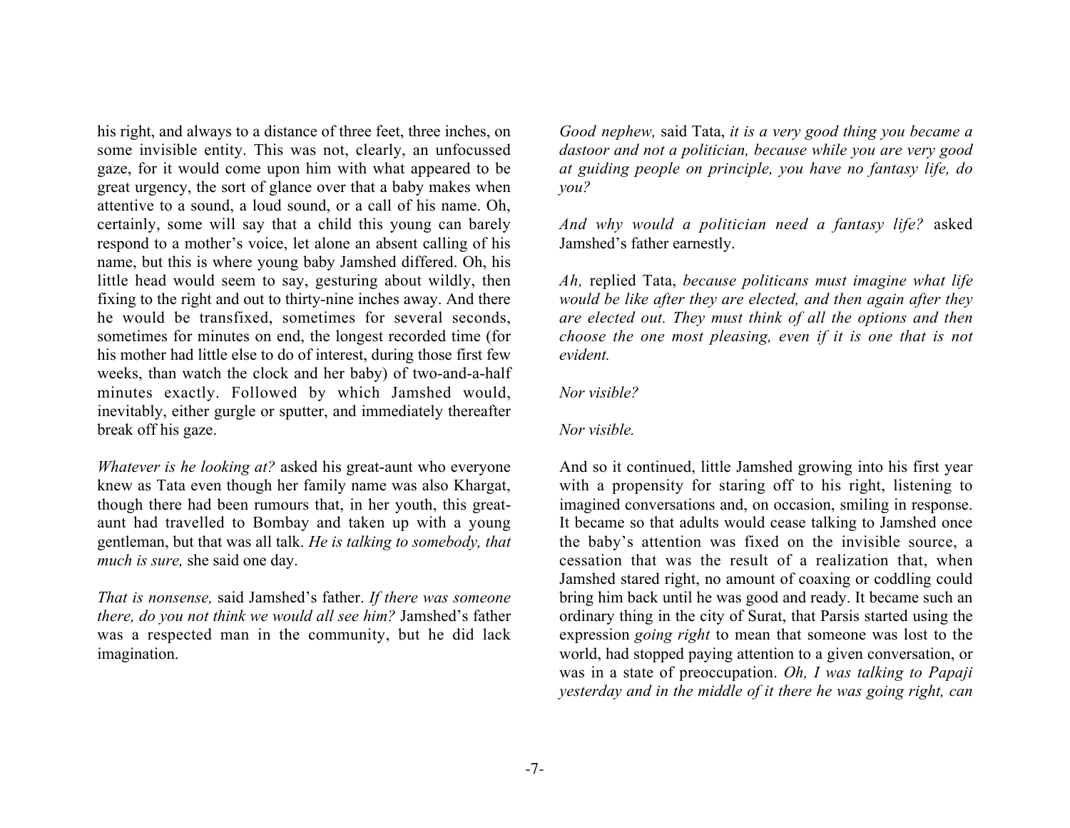his right, and always to a distance of three feet, three inches, on some invisible entity. This was not, clearly, an unfocussed gaze, for it would come upon him with what appeared to be great urgency, the sort of glance over that a baby makes when attentive to a sound, a loud sound, or a call of his name. Oh, certainly, some will say that a child this young can barely respond to a mother's voice, let alone an absent calling of his name, but this is where young baby Jamshed differed. Oh, his little head would seem to say, gesturing about wildly, then fixing to the right and out to thirty-nine inches away. And there he would be transfixed, sometimes for several seconds, sometimes for minutes on end, the longest recorded time (for his mother had little else to do of interest, during those first few weeks, than watch the clock and her baby) of two-and-a-half minutes exactly. Followed by which Jamshed would, inevitably, either gurgle or sputter, and immediately thereafter break off his gaze.

*Whatever is he looking at?* asked his great-aunt who everyone knew as Tata even though her family name was also Khargat, though there had been rumours that, in her youth, this great-aunt had travelled to Bombay and taken up with a young gentleman, but that was all talk. *He is talking to somebody, that much is sure,* she said one day.

*That is nonsense,* said Jamshed's father. *If there was someone there, do you not think we would all see him?* Jamshed's father was a respected man in the community, but he did lack imagination.

*Good nephew,* said Tata, *it is a very good thing you became a dastoor and not a politician, because while you are very good at guiding people on principle, you have no fantasy life, do you?*

*And why would a politician need a fantasy life?* asked Jamshed's father earnestly.

*Ah,* replied Tata, *because politicans must imagine what life would be like after they are elected, and then again after they are elected out. They must think of all the options and then choose the one most pleasing, even if it is one that is not evident.*

*Nor visible?*

*Nor visible.*

And so it continued, little Jamshed growing into his first year with a propensity for staring off to his right, listening to imagined conversations and, on occasion, smiling in response. It became so that adults would cease talking to Jamshed once the baby's attention was fixed on the invisible source, a cessation that was the result of a realization that, when Jamshed stared right, no amount of coaxing or coddling could bring him back until he was good and ready. It became such an ordinary thing in the city of Surat, that Parsis started using the expression *going right* to mean that someone was lost to the world, had stopped paying attention to a given conversation, or was in a state of preoccupation. *Oh, I was talking to Papaji yesterday and in the middle of it there he was going right, can*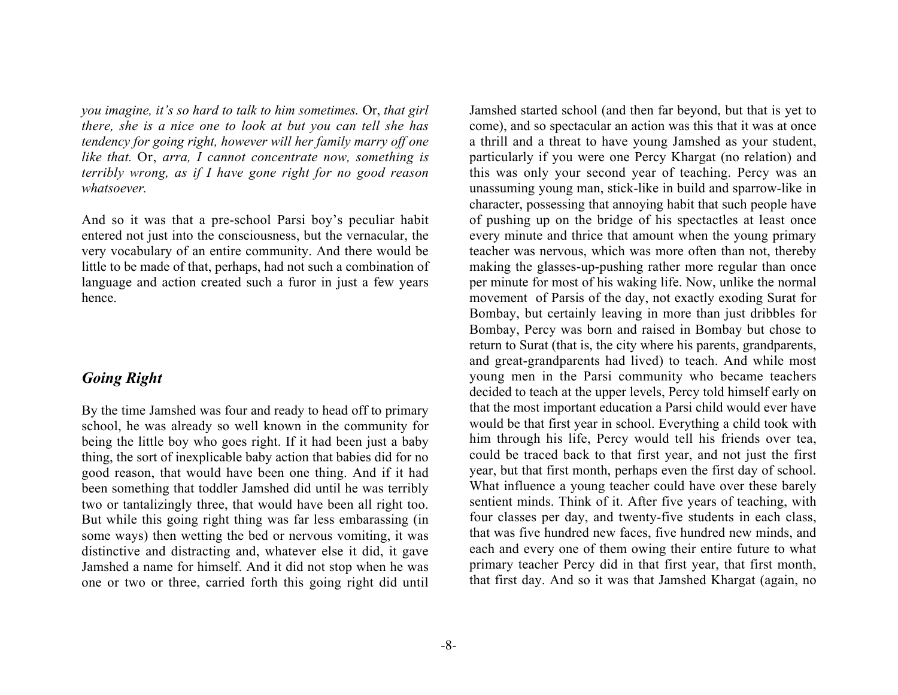*you imagine, it's so hard to talk to him sometimes.* Or, *that girl there, she is a nice one to look at but you can tell she has tendency for going right, however will her family marry off one like that.* Or, *arra, I cannot concentrate now, something is terribly wrong, as if I have gone right for no good reason whatsoever.*

And so it was that a pre-school Parsi boy's peculiar habit entered not just into the consciousness, but the vernacular, the very vocabulary of an entire community. And there would be little to be made of that, perhaps, had not such a combination of language and action created such a furor in just a few years hence.

## *Going Right*

By the time Jamshed was four and ready to head off to primary school, he was already so well known in the community for being the little boy who goes right. If it had been just a baby thing, the sort of inexplicable baby action that babies did for no good reason, that would have been one thing. And if it had been something that toddler Jamshed did until he was terribly two or tantalizingly three, that would have been all right too. But while this going right thing was far less embarassing (in some ways) then wetting the bed or nervous vomiting, it was distinctive and distracting and, whatever else it did, it gave Jamshed a name for himself. And it did not stop when he was one or two or three, carried forth this going right did until Jamshed started school (and then far beyond, but that is yet to come), and so spectacular an action was this that it was at once a thrill and a threat to have young Jamshed as your student, particularly if you were one Percy Khargat (no relation) and this was only your second year of teaching. Percy was an unassuming young man, stick-like in build and sparrow-like in character, possessing that annoying habit that such people have of pushing up on the bridge of his spectactles at least once every minute and thrice that amount when the young primary teacher was nervous, which was more often than not, thereby making the glasses-up-pushing rather more regular than once per minute for most of his waking life. Now, unlike the normal movement of Parsis of the day, not exactly exoding Surat for Bombay, but certainly leaving in more than just dribbles for Bombay, Percy was born and raised in Bombay but chose to return to Surat (that is, the city where his parents, grandparents, and great-grandparents had lived) to teach. And while most young men in the Parsi community who became teachers decided to teach at the upper levels, Percy told himself early on that the most important education a Parsi child would ever have would be that first year in school. Everything a child took with him through his life, Percy would tell his friends over tea, could be traced back to that first year, and not just the first year, but that first month, perhaps even the first day of school. What influence a young teacher could have over these barely sentient minds. Think of it. After five years of teaching, with four classes per day, and twenty-five students in each class, that was five hundred new faces, five hundred new minds, and each and every one of them owing their entire future to what primary teacher Percy did in that first year, that first month, that first day. And so it was that Jamshed Khargat (again, no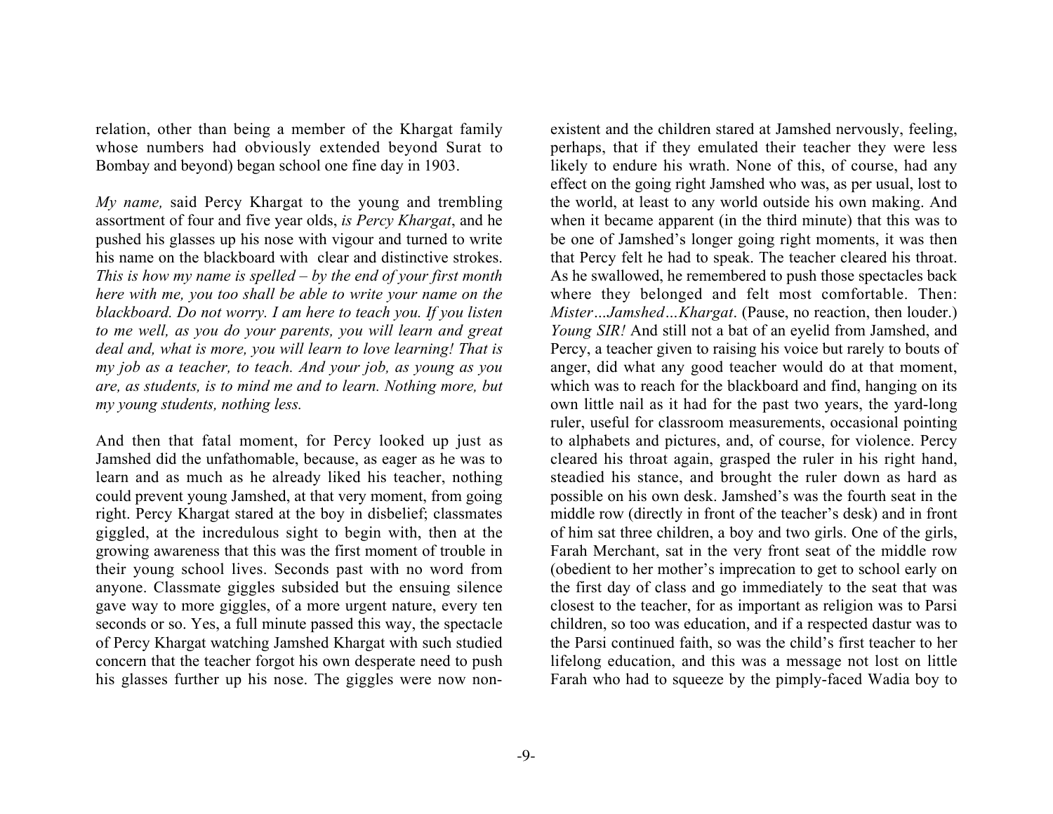relation, other than being a member of the Khargat family whose numbers had obviously extended beyond Surat to Bombay and beyond) began school one fine day in 1903.

*My name,* said Percy Khargat to the young and trembling assortment of four and five year olds, *is Percy Khargat*, and he pushed his glasses up his nose with vigour and turned to write his name on the blackboard with clear and distinctive strokes. *This is how my name is spelled – by the end of your first month here with me, you too shall be able to write your name on the blackboard. Do not worry. I am here to teach you. If you listen to me well, as you do your parents, you will learn and great deal and, what is more, you will learn to love learning! That is my job as a teacher, to teach. And your job, as young as you are, as students, is to mind me and to learn. Nothing more, but my young students, nothing less.*

And then that fatal moment, for Percy looked up just as Jamshed did the unfathomable, because, as eager as he was to learn and as much as he already liked his teacher, nothing could prevent young Jamshed, at that very moment, from going right. Percy Khargat stared at the boy in disbelief; classmates giggled, at the incredulous sight to begin with, then at the growing awareness that this was the first moment of trouble in their young school lives. Seconds past with no word from anyone. Classmate giggles subsided but the ensuing silence gave way to more giggles, of a more urgent nature, every ten seconds or so. Yes, a full minute passed this way, the spectacle of Percy Khargat watching Jamshed Khargat with such studied concern that the teacher forgot his own desperate need to push his glasses further up his nose. The giggles were now non-existent and the children stared at Jamshed nervously, feeling, perhaps, that if they emulated their teacher they were less likely to endure his wrath. None of this, of course, had any effect on the going right Jamshed who was, as per usual, lost to the world, at least to any world outside his own making. And when it became apparent (in the third minute) that this was to be one of Jamshed's longer going right moments, it was then that Percy felt he had to speak. The teacher cleared his throat. As he swallowed, he remembered to push those spectacles back where they belonged and felt most comfortable. Then: *Mister…Jamshed…Khargat*. (Pause, no reaction, then louder.) *Young SIR!* And still not a bat of an eyelid from Jamshed, and Percy, a teacher given to raising his voice but rarely to bouts of anger, did what any good teacher would do at that moment, which was to reach for the blackboard and find, hanging on its own little nail as it had for the past two years, the yard-long ruler, useful for classroom measurements, occasional pointing to alphabets and pictures, and, of course, for violence. Percy cleared his throat again, grasped the ruler in his right hand, steadied his stance, and brought the ruler down as hard as possible on his own desk. Jamshed's was the fourth seat in the middle row (directly in front of the teacher's desk) and in front of him sat three children, a boy and two girls. One of the girls, Farah Merchant, sat in the very front seat of the middle row (obedient to her mother's imprecation to get to school early on the first day of class and go immediately to the seat that was closest to the teacher, for as important as religion was to Parsi children, so too was education, and if a respected dastur was to the Parsi continued faith, so was the child's first teacher to her lifelong education, and this was a message not lost on little Farah who had to squeeze by the pimply-faced Wadia boy to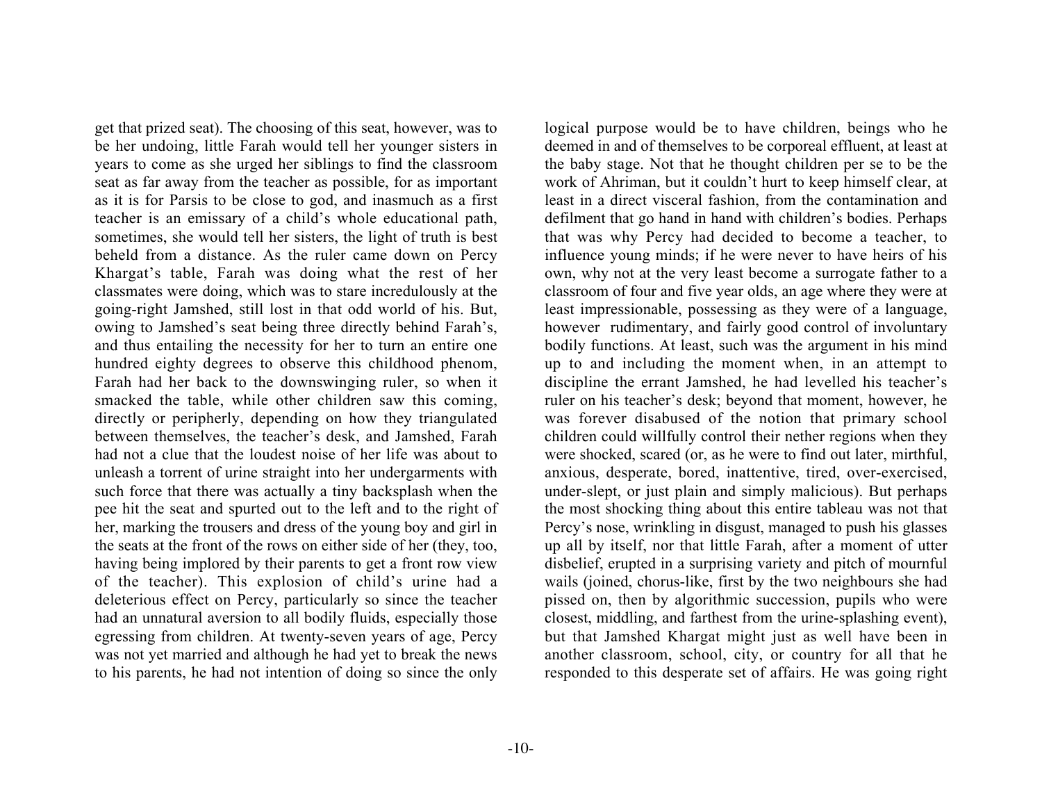get that prized seat). The choosing of this seat, however, was to be her undoing, little Farah would tell her younger sisters in years to come as she urged her siblings to find the classroom seat as far away from the teacher as possible, for as important as it is for Parsis to be close to god, and inasmuch as a first teacher is an emissary of a child's whole educational path, sometimes, she would tell her sisters, the light of truth is best beheld from a distance. As the ruler came down on Percy Khargat's table, Farah was doing what the rest of her classmates were doing, which was to stare incredulously at the going-right Jamshed, still lost in that odd world of his. But, owing to Jamshed's seat being three directly behind Farah's, and thus entailing the necessity for her to turn an entire one hundred eighty degrees to observe this childhood phenom, Farah had her back to the downswinging ruler, so when it smacked the table, while other children saw this coming, directly or peripherly, depending on how they triangulated between themselves, the teacher's desk, and Jamshed, Farah had not a clue that the loudest noise of her life was about to unleash a torrent of urine straight into her undergarments with such force that there was actually a tiny backsplash when the pee hit the seat and spurted out to the left and to the right of her, marking the trousers and dress of the young boy and girl in the seats at the front of the rows on either side of her (they, too, having being implored by their parents to get a front row view of the teacher). This explosion of child's urine had a deleterious effect on Percy, particularly so since the teacher had an unnatural aversion to all bodily fluids, especially those egressing from children. At twenty-seven years of age, Percy was not yet married and although he had yet to break the news to his parents, he had not intention of doing so since the only logical purpose would be to have children, beings who he deemed in and of themselves to be corporeal effluent, at least at the baby stage. Not that he thought children per se to be the work of Ahriman, but it couldn't hurt to keep himself clear, at least in a direct visceral fashion, from the contamination and defilment that go hand in hand with children's bodies. Perhaps that was why Percy had decided to become a teacher, to influence young minds; if he were never to have heirs of his own, why not at the very least become a surrogate father to a classroom of four and five year olds, an age where they were at least impressionable, possessing as they were of a language, however rudimentary, and fairly good control of involuntary bodily functions. At least, such was the argument in his mind up to and including the moment when, in an attempt to discipline the errant Jamshed, he had levelled his teacher's ruler on his teacher's desk; beyond that moment, however, he was forever disabused of the notion that primary school children could willfully control their nether regions when they were shocked, scared (or, as he were to find out later, mirthful, anxious, desperate, bored, inattentive, tired, over-exercised, under-slept, or just plain and simply malicious). But perhaps the most shocking thing about this entire tableau was not that Percy's nose, wrinkling in disgust, managed to push his glasses up all by itself, nor that little Farah, after a moment of utter disbelief, erupted in a surprising variety and pitch of mournful wails (joined, chorus-like, first by the two neighbours she had pissed on, then by algorithmic succession, pupils who were closest, middling, and farthest from the urine-splashing event), but that Jamshed Khargat might just as well have been in another classroom, school, city, or country for all that he responded to this desperate set of affairs. He was going right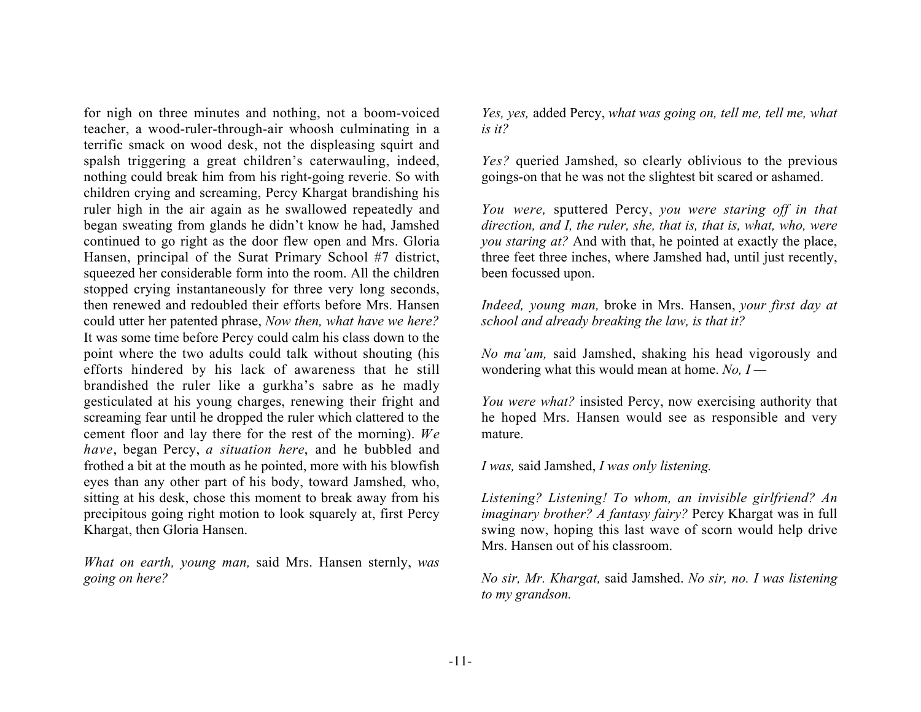for nigh on three minutes and nothing, not a boom-voiced teacher, a wood-ruler-through-air whoosh culminating in a terrific smack on wood desk, not the displeasing squirt and spalsh triggering a great children's caterwauling, indeed, nothing could break him from his right-going reverie. So with children crying and screaming, Percy Khargat brandishing his ruler high in the air again as he swallowed repeatedly and began sweating from glands he didn't know he had, Jamshed continued to go right as the door flew open and Mrs. Gloria Hansen, principal of the Surat Primary School #7 district, squeezed her considerable form into the room. All the children stopped crying instantaneously for three very long seconds, then renewed and redoubled their efforts before Mrs. Hansen could utter her patented phrase, *Now then, what have we here?* It was some time before Percy could calm his class down to the point where the two adults could talk without shouting (his efforts hindered by his lack of awareness that he still brandished the ruler like a gurkha's sabre as he madly gesticulated at his young charges, renewing their fright and screaming fear until he dropped the ruler which clattered to the cement floor and lay there for the rest of the morning). *We have*, began Percy, *a situation here*, and he bubbled and frothed a bit at the mouth as he pointed, more with his blowfish eyes than any other part of his body, toward Jamshed, who, sitting at his desk, chose this moment to break away from his precipitous going right motion to look squarely at, first Percy Khargat, then Gloria Hansen.

*What on earth, young man,* said Mrs. Hansen sternly, *was going on here?*

*Yes, yes,* added Percy, *what was going on, tell me, tell me, what is it?*

*Yes?* queried Jamshed, so clearly oblivious to the previous goings-on that he was not the slightest bit scared or ashamed.

*You were,* sputtered Percy, *you were staring off in that direction, and I, the ruler, she, that is, that is, what, who, were you staring at?* And with that, he pointed at exactly the place, three feet three inches, where Jamshed had, until just recently, been focussed upon.

*Indeed, young man,* broke in Mrs. Hansen, *your first day at school and already breaking the law, is that it?*

*No ma'am,* said Jamshed, shaking his head vigorously and wondering what this would mean at home. *No, I —*

*You were what?* insisted Percy, now exercising authority that he hoped Mrs. Hansen would see as responsible and very mature.

*I was,* said Jamshed, *I was only listening.*

*Listening? Listening! To whom, an invisible girlfriend? An imaginary brother? A fantasy fairy?* Percy Khargat was in full swing now, hoping this last wave of scorn would help drive Mrs. Hansen out of his classroom.

*No sir, Mr. Khargat,* said Jamshed. *No sir, no. I was listening to my grandson.*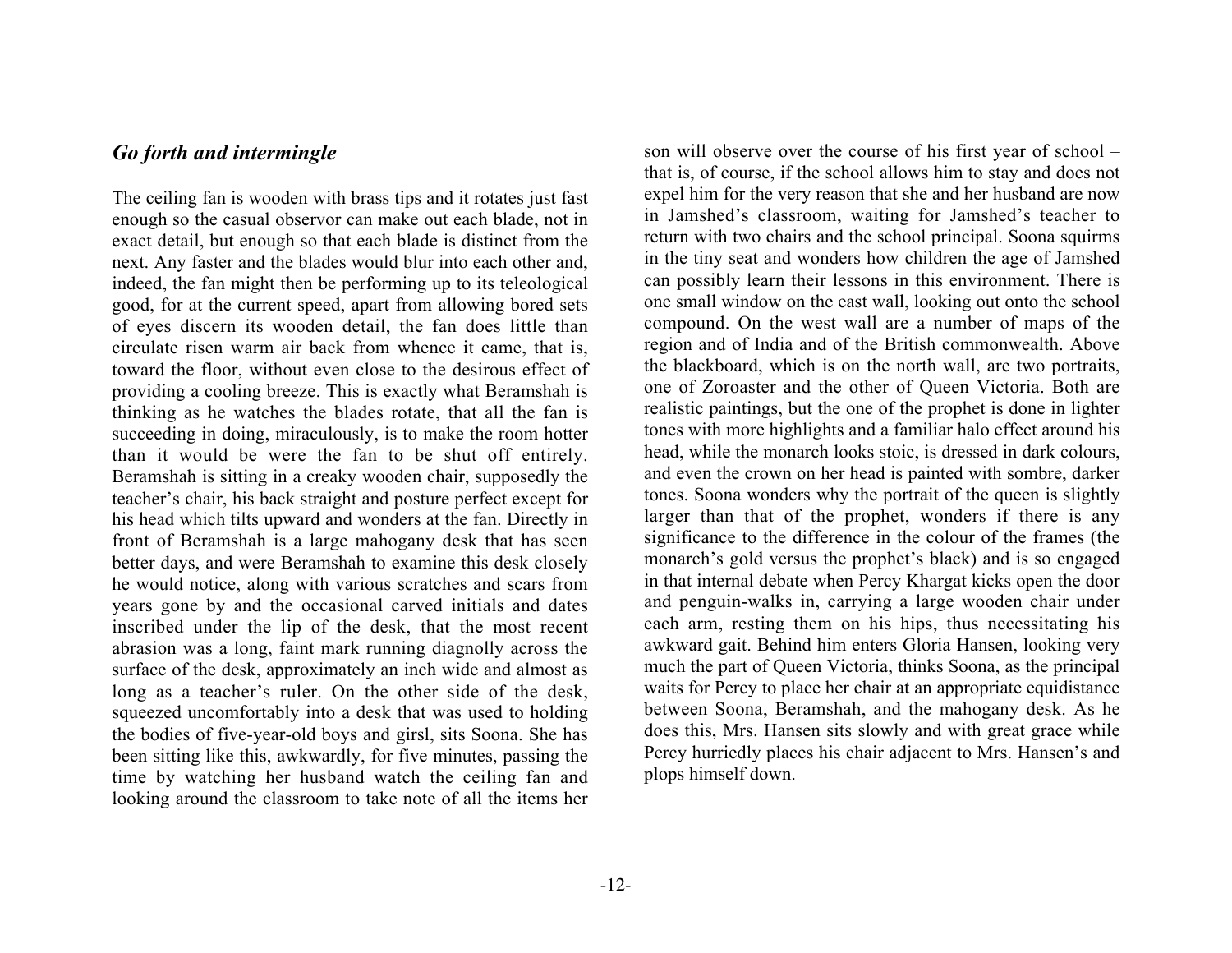### *Go forth and intermingle*

The ceiling fan is wooden with brass tips and it rotates just fast enough so the casual observor can make out each blade, not in exact detail, but enough so that each blade is distinct from the next. Any faster and the blades would blur into each other and, indeed, the fan might then be performing up to its teleological good, for at the current speed, apart from allowing bored sets of eyes discern its wooden detail, the fan does little than circulate risen warm air back from whence it came, that is, toward the floor, without even close to the desirous effect of providing a cooling breeze. This is exactly what Beramshah is thinking as he watches the blades rotate, that all the fan is succeeding in doing, miraculously, is to make the room hotter than it would be were the fan to be shut off entirely. Beramshah is sitting in a creaky wooden chair, supposedly the teacher's chair, his back straight and posture perfect except for his head which tilts upward and wonders at the fan. Directly in front of Beramshah is a large mahogany desk that has seen better days, and were Beramshah to examine this desk closely he would notice, along with various scratches and scars from years gone by and the occasional carved initials and dates inscribed under the lip of the desk, that the most recent abrasion was a long, faint mark running diagnolly across the surface of the desk, approximately an inch wide and almost as long as a teacher's ruler. On the other side of the desk, squeezed uncomfortably into a desk that was used to holding the bodies of five-year-old boys and girsl, sits Soona. She has been sitting like this, awkwardly, for five minutes, passing the time by watching her husband watch the ceiling fan and looking around the classroom to take note of all the items her son will observe over the course of his first year of school – that is, of course, if the school allows him to stay and does not expel him for the very reason that she and her husband are now in Jamshed's classroom, waiting for Jamshed's teacher to return with two chairs and the school principal. Soona squirms in the tiny seat and wonders how children the age of Jamshed can possibly learn their lessons in this environment. There is one small window on the east wall, looking out onto the school compound. On the west wall are a number of maps of the region and of India and of the British commonwealth. Above the blackboard, which is on the north wall, are two portraits, one of Zoroaster and the other of Queen Victoria. Both are realistic paintings, but the one of the prophet is done in lighter tones with more highlights and a familiar halo effect around his head, while the monarch looks stoic, is dressed in dark colours, and even the crown on her head is painted with sombre, darker tones. Soona wonders why the portrait of the queen is slightly larger than that of the prophet, wonders if there is any significance to the difference in the colour of the frames (the monarch's gold versus the prophet's black) and is so engaged in that internal debate when Percy Khargat kicks open the door and penguin-walks in, carrying a large wooden chair under each arm, resting them on his hips, thus necessitating his awkward gait. Behind him enters Gloria Hansen, looking very much the part of Queen Victoria, thinks Soona, as the principal waits for Percy to place her chair at an appropriate equidistance between Soona, Beramshah, and the mahogany desk. As he does this, Mrs. Hansen sits slowly and with great grace while Percy hurriedly places his chair adjacent to Mrs. Hansen's and plops himself down.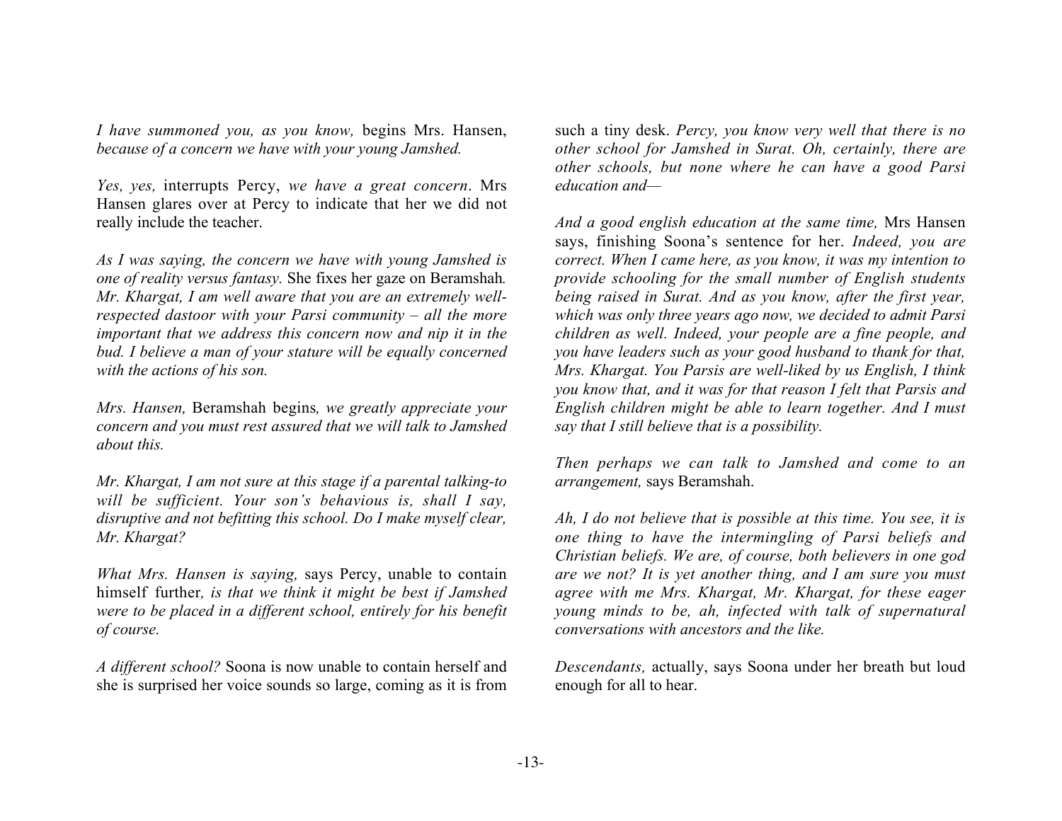*I have summoned you, as you know,* begins Mrs. Hansen, *because of a concern we have with your young Jamshed.*

*Yes, yes,* interrupts Percy, *we have a great concern*. Mrs Hansen glares over at Percy to indicate that her we did not really include the teacher.

*As I was saying, the concern we have with young Jamshed is one of reality versus fantasy.* She fixes her gaze on Beramshah. *Mr. Khargat, I am well aware that you are an extremely well-respected dastoor with your Parsi community – all the more important that we address this concern now and nip it in the bud. I believe a man of your stature will be equally concerned with the actions of his son.*

*Mrs. Hansen,* Beramshah begins*, we greatly appreciate your concern and you must rest assured that we will talk to Jamshed about this.*

*Mr. Khargat, I am not sure at this stage if a parental talking-to will be sufficient. Your son's behavious is, shall I say, disruptive and not befitting this school. Do I make myself clear, Mr. Khargat?*

*What Mrs. Hansen is saying,* says Percy, unable to contain himself further*, is that we think it might be best if Jamshed were to be placed in a different school, entirely for his benefit of course.*

*A different school?* Soona is now unable to contain herself and she is surprised her voice sounds so large, coming as it is from such a tiny desk. *Percy, you know very well that there is no other school for Jamshed in Surat. Oh, certainly, there are other schools, but none where he can have a good Parsi education and—*

*And a good english education at the same time,* Mrs Hansen says, finishing Soona's sentence for her. *Indeed, you are correct. When I came here, as you know, it was my intention to provide schooling for the small number of English students being raised in Surat. And as you know, after the first year, which was only three years ago now, we decided to admit Parsi children as well. Indeed, your people are a fine people, and you have leaders such as your good husband to thank for that, Mrs. Khargat. You Parsis are well-liked by us English, I think you know that, and it was for that reason I felt that Parsis and English children might be able to learn together. And I must say that I still believe that is a possibility.*

*Then perhaps we can talk to Jamshed and come to an arrangement,* says Beramshah.

*Ah, I do not believe that is possible at this time. You see, it is one thing to have the intermingling of Parsi beliefs and Christian beliefs. We are, of course, both believers in one god are we not? It is yet another thing, and I am sure you must agree with me Mrs. Khargat, Mr. Khargat, for these eager young minds to be, ah, infected with talk of supernatural conversations with ancestors and the like.*

*Descendants,* actually, says Soona under her breath but loud enough for all to hear.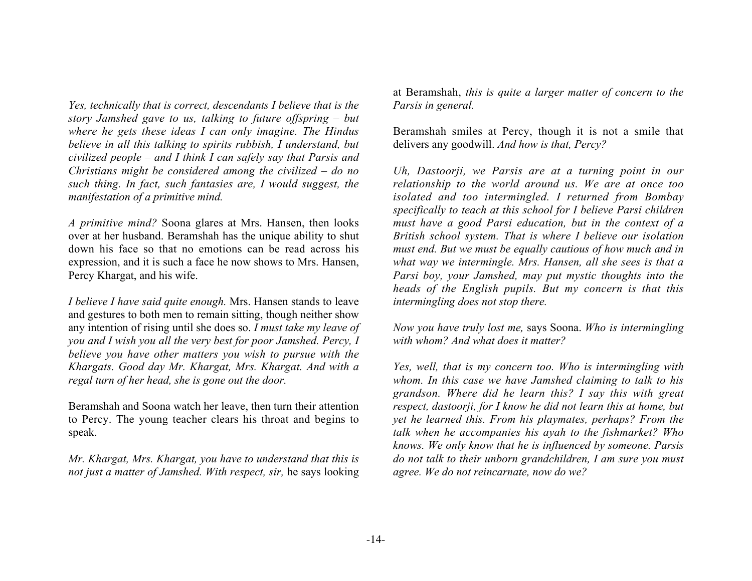*Yes, technically that is correct, descendants I believe that is the story Jamshed gave to us, talking to future offspring – but where he gets these ideas I can only imagine. The Hindus believe in all this talking to spirits rubbish, I understand, but civilized people – and I think I can safely say that Parsis and Christians might be considered among the civilized – do no such thing. In fact, such fantasies are, I would suggest, the manifestation of a primitive mind.*

*A primitive mind?* Soona glares at Mrs. Hansen, then looks over at her husband. Beramshah has the unique ability to shut down his face so that no emotions can be read across his expression, and it is such a face he now shows to Mrs. Hansen, Percy Khargat, and his wife.

*I believe I have said quite enough.* Mrs. Hansen stands to leave and gestures to both men to remain sitting, though neither show any intention of rising until she does so. *I must take my leave of you and I wish you all the very best for poor Jamshed. Percy, I believe you have other matters you wish to pursue with the Khargats. Good day Mr. Khargat, Mrs. Khargat. And with a regal turn of her head, she is gone out the door.*

Beramshah and Soona watch her leave, then turn their attention to Percy. The young teacher clears his throat and begins to speak.

*Mr. Khargat, Mrs. Khargat, you have to understand that this is not just a matter of Jamshed. With respect, sir,* he says looking at Beramshah, *this is quite a larger matter of concern to the Parsis in general.*

Beramshah smiles at Percy, though it is not a smile that delivers any goodwill. *And how is that, Percy?*

*Uh, Dastoorji, we Parsis are at a turning point in our relationship to the world around us. We are at once too isolated and too intermingled. I returned from Bombay specifically to teach at this school for I believe Parsi children must have a good Parsi education, but in the context of a British school system. That is where I believe our isolation must end. But we must be equally cautious of how much and in what way we intermingle. Mrs. Hansen, all she sees is that a Parsi boy, your Jamshed, may put mystic thoughts into the heads of the English pupils. But my concern is that this intermingling does not stop there.*

*Now you have truly lost me,* says Soona. *Who is intermingling with whom? And what does it matter?*

*Yes, well, that is my concern too. Who is intermingling with whom. In this case we have Jamshed claiming to talk to his grandson. Where did he learn this? I say this with great respect, dastoorji, for I know he did not learn this at home, but yet he learned this. From his playmates, perhaps? From the talk when he accompanies his ayah to the fishmarket? Who knows. We only know that he is influenced by someone. Parsis do not talk to their unborn grandchildren, I am sure you must agree. We do not reincarnate, now do we?*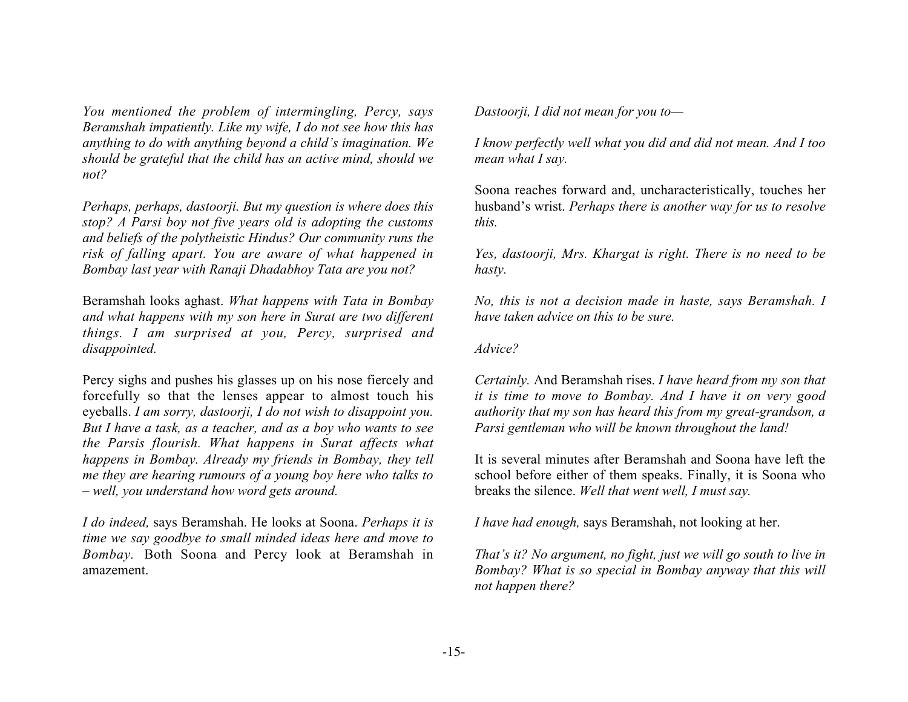*You mentioned the problem of intermingling, Percy, says Beramshah impatiently. Like my wife, I do not see how this has anything to do with anything beyond a child's imagination. We should be grateful that the child has an active mind, should we not?*

*Perhaps, perhaps, dastoorji. But my question is where does this stop? A Parsi boy not five years old is adopting the customs and beliefs of the polytheistic Hindus? Our community runs the risk of falling apart. You are aware of what happened in Bombay last year with Ranaji Dhadabhoy Tata are you not?*

Beramshah looks aghast. *What happens with Tata in Bombay and what happens with my son here in Surat are two different things. I am surprised at you, Percy, surprised and disappointed.*

Percy sighs and pushes his glasses up on his nose fiercely and forcefully so that the lenses appear to almost touch his eyeballs. *I am sorry, dastoorji, I do not wish to disappoint you. But I have a task, as a teacher, and as a boy who wants to see the Parsis flourish. What happens in Surat affects what happens in Bombay. Already my friends in Bombay, they tell me they are hearing rumours of a young boy here who talks to – well, you understand how word gets around.*

*I do indeed,* says Beramshah. He looks at Soona. *Perhaps it is time we say goodbye to small minded ideas here and move to Bombay.* Both Soona and Percy look at Beramshah in amazement.

*Dastoorji, I did not mean for you to—*

*I know perfectly well what you did and did not mean. And I too mean what I say.*

Soona reaches forward and, uncharacteristically, touches her husband's wrist. *Perhaps there is another way for us to resolve this.*

*Yes, dastoorji, Mrs. Khargat is right. There is no need to be hasty.*

*No, this is not a decision made in haste, says Beramshah. I have taken advice on this to be sure.*

*Advice?*

*Certainly.* And Beramshah rises. *I have heard from my son that it is time to move to Bombay. And I have it on very good authority that my son has heard this from my great-grandson, a Parsi gentleman who will be known throughout the land!*

It is several minutes after Beramshah and Soona have left the school before either of them speaks. Finally, it is Soona who breaks the silence. *Well that went well, I must say.*

*I have had enough,* says Beramshah, not looking at her.

*That's it? No argument, no fight, just we will go south to live in Bombay? What is so special in Bombay anyway that this will not happen there?*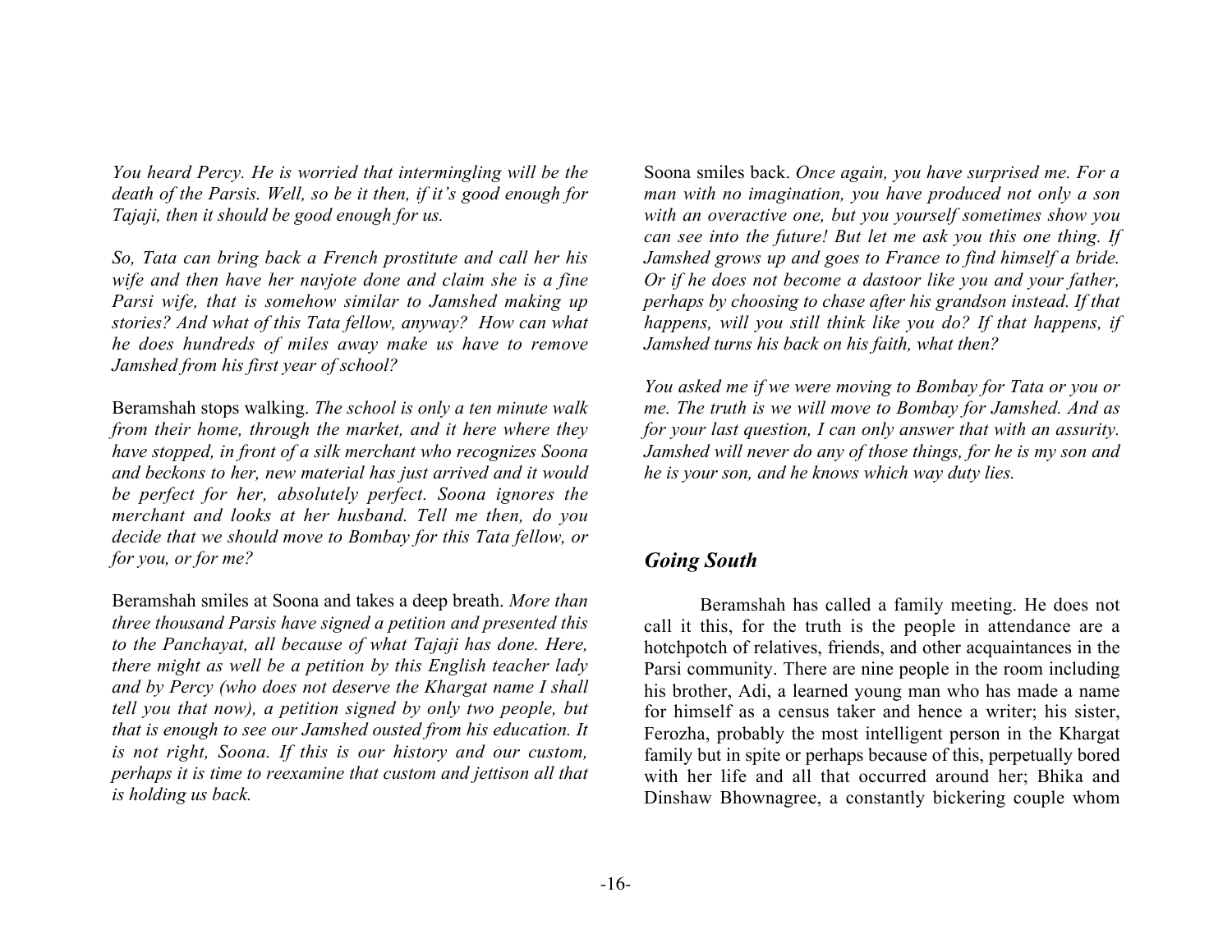*You heard Percy. He is worried that intermingling will be the death of the Parsis. Well, so be it then, if it's good enough for Tajaji, then it should be good enough for us.*

*So, Tata can bring back a French prostitute and call her his wife and then have her navjote done and claim she is a fine Parsi wife, that is somehow similar to Jamshed making up stories? And what of this Tata fellow, anyway? How can what he does hundreds of miles away make us have to remove Jamshed from his first year of school?*

Beramshah stops walking. *The school is only a ten minute walk from their home, through the market, and it here where they have stopped, in front of a silk merchant who recognizes Soona and beckons to her, new material has just arrived and it would be perfect for her, absolutely perfect. Soona ignores the merchant and looks at her husband. Tell me then, do you decide that we should move to Bombay for this Tata fellow, or for you, or for me?*

Beramshah smiles at Soona and takes a deep breath. *More than three thousand Parsis have signed a petition and presented this to the Panchayat, all because of what Tajaji has done. Here, there might as well be a petition by this English teacher lady and by Percy (who does not deserve the Khargat name I shall tell you that now), a petition signed by only two people, but that is enough to see our Jamshed ousted from his education. It is not right, Soona. If this is our history and our custom, perhaps it is time to reexamine that custom and jettison all that is holding us back.*

Soona smiles back. *Once again, you have surprised me. For a man with no imagination, you have produced not only a son with an overactive one, but you yourself sometimes show you can see into the future! But let me ask you this one thing. If Jamshed grows up and goes to France to find himself a bride. Or if he does not become a dastoor like you and your father, perhaps by choosing to chase after his grandson instead. If that happens, will you still think like you do? If that happens, if Jamshed turns his back on his faith, what then?*

*You asked me if we were moving to Bombay for Tata or you or me. The truth is we will move to Bombay for Jamshed. And as for your last question, I can only answer that with an assurity. Jamshed will never do any of those things, for he is my son and he is your son, and he knows which way duty lies.*

## *Going South*

Beramshah has called a family meeting. He does not call it this, for the truth is the people in attendance are a hotchpotch of relatives, friends, and other acquaintances in the Parsi community. There are nine people in the room including his brother, Adi, a learned young man who has made a name for himself as a census taker and hence a writer; his sister, Ferozha, probably the most intelligent person in the Khargat family but in spite or perhaps because of this, perpetually bored with her life and all that occurred around her; Bhika and Dinshaw Bhownagree, a constantly bickering couple whom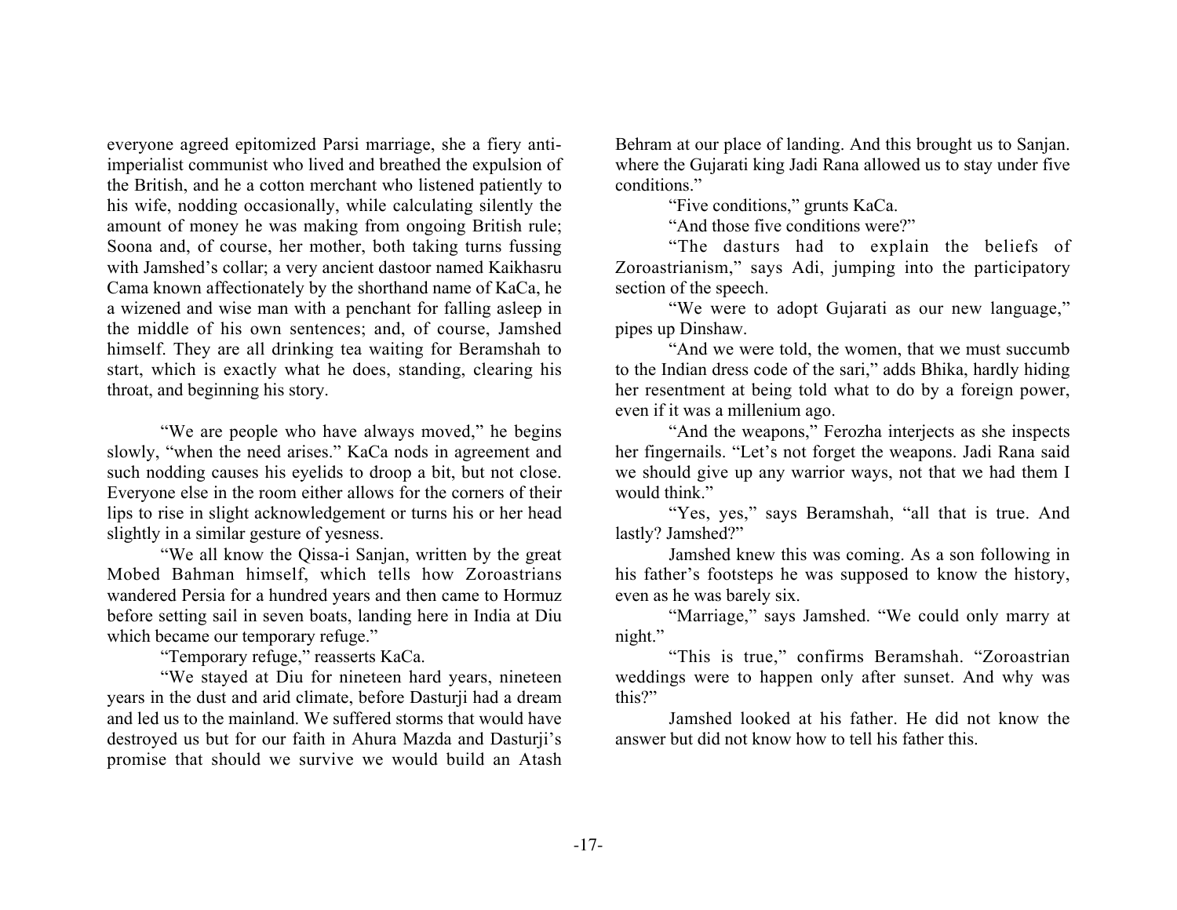everyone agreed epitomized Parsi marriage, she a fiery anti-imperialist communist who lived and breathed the expulsion of the British, and he a cotton merchant who listened patiently to his wife, nodding occasionally, while calculating silently the amount of money he was making from ongoing British rule; Soona and, of course, her mother, both taking turns fussing with Jamshed's collar; a very ancient dastoor named Kaikhasru Cama known affectionately by the shorthand name of KaCa, he a wizened and wise man with a penchant for falling asleep in the middle of his own sentences; and, of course, Jamshed himself. They are all drinking tea waiting for Beramshah to start, which is exactly what he does, standing, clearing his throat, and beginning his story.

"We are people who have always moved," he begins slowly, "when the need arises." KaCa nods in agreement and such nodding causes his eyelids to droop a bit, but not close. Everyone else in the room either allows for the corners of their lips to rise in slight acknowledgement or turns his or her head slightly in a similar gesture of yesness.

"We all know the Qissa-i Sanjan, written by the great Mobed Bahman himself, which tells how Zoroastrians wandered Persia for a hundred years and then came to Hormuz before setting sail in seven boats, landing here in India at Diu which became our temporary refuge."

"Temporary refuge," reasserts KaCa.

"We stayed at Diu for nineteen hard years, nineteen years in the dust and arid climate, before Dasturji had a dream and led us to the mainland. We suffered storms that would have destroyed us but for our faith in Ahura Mazda and Dasturji's promise that should we survive we would build an Atash Behram at our place of landing. And this brought us to Sanjan. where the Gujarati king Jadi Rana allowed us to stay under five conditions."

"Five conditions," grunts KaCa.

"And those five conditions were?"

"The dasturs had to explain the beliefs of Zoroastrianism," says Adi, jumping into the participatory section of the speech.

"We were to adopt Gujarati as our new language," pipes up Dinshaw.

"And we were told, the women, that we must succumb to the Indian dress code of the sari," adds Bhika, hardly hiding her resentment at being told what to do by a foreign power, even if it was a millenium ago.

"And the weapons," Ferozha interjects as she inspects her fingernails. "Let's not forget the weapons. Jadi Rana said we should give up any warrior ways, not that we had them I would think."

"Yes, yes," says Beramshah, "all that is true. And lastly? Jamshed?"

Jamshed knew this was coming. As a son following in his father's footsteps he was supposed to know the history, even as he was barely six.

"Marriage," says Jamshed. "We could only marry at night."

"This is true," confirms Beramshah. "Zoroastrian weddings were to happen only after sunset. And why was this?"

Jamshed looked at his father. He did not know the answer but did not know how to tell his father this.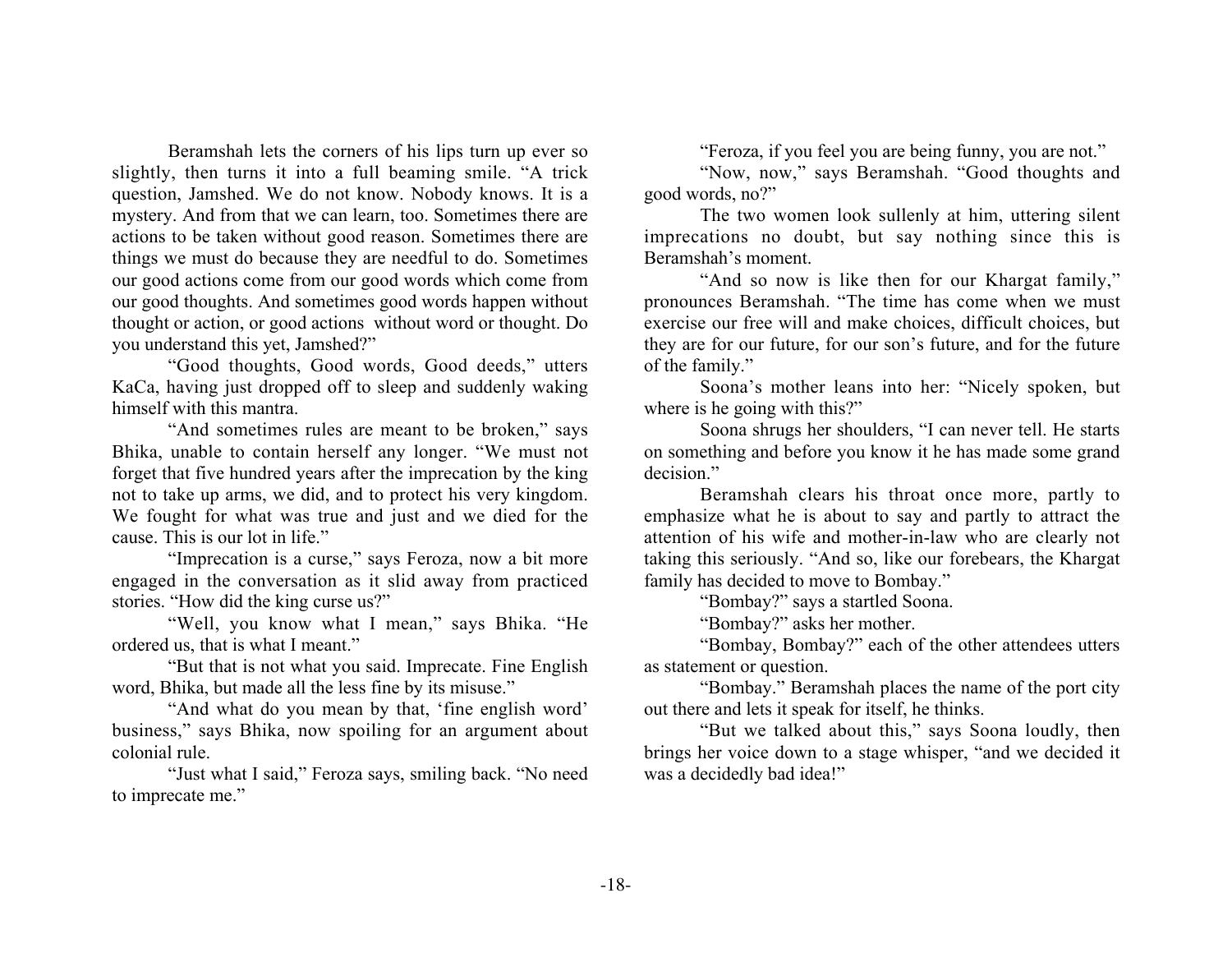Beramshah lets the corners of his lips turn up ever so slightly, then turns it into a full beaming smile. "A trick question, Jamshed. We do not know. Nobody knows. It is a mystery. And from that we can learn, too. Sometimes there are actions to be taken without good reason. Sometimes there are things we must do because they are needful to do. Sometimes our good actions come from our good words which come from our good thoughts. And sometimes good words happen without thought or action, or good actions without word or thought. Do you understand this yet, Jamshed?"

"Good thoughts, Good words, Good deeds," utters KaCa, having just dropped off to sleep and suddenly waking himself with this mantra.

"And sometimes rules are meant to be broken," says Bhika, unable to contain herself any longer. "We must not forget that five hundred years after the imprecation by the king not to take up arms, we did, and to protect his very kingdom. We fought for what was true and just and we died for the cause. This is our lot in life."

"Imprecation is a curse," says Feroza, now a bit more engaged in the conversation as it slid away from practiced stories. "How did the king curse us?"

"Well, you know what I mean," says Bhika. "He ordered us, that is what I meant."

"But that is not what you said. Imprecate. Fine English word, Bhika, but made all the less fine by its misuse."

"And what do you mean by that, 'fine english word' business," says Bhika, now spoiling for an argument about colonial rule.

"Just what I said," Feroza says, smiling back. "No need to imprecate me."

"Feroza, if you feel you are being funny, you are not."

"Now, now," says Beramshah. "Good thoughts and good words, no?"

The two women look sullenly at him, uttering silent imprecations no doubt, but say nothing since this is Beramshah's moment.

"And so now is like then for our Khargat family," pronounces Beramshah. "The time has come when we must exercise our free will and make choices, difficult choices, but they are for our future, for our son's future, and for the future of the family."

Soona's mother leans into her: "Nicely spoken, but where is he going with this?"

Soona shrugs her shoulders, "I can never tell. He starts on something and before you know it he has made some grand decision."

Beramshah clears his throat once more, partly to emphasize what he is about to say and partly to attract the attention of his wife and mother-in-law who are clearly not taking this seriously. "And so, like our forebears, the Khargat family has decided to move to Bombay."

"Bombay?" says a startled Soona.

"Bombay?" asks her mother.

"Bombay, Bombay?" each of the other attendees utters as statement or question.

"Bombay." Beramshah places the name of the port city out there and lets it speak for itself, he thinks.

"But we talked about this," says Soona loudly, then brings her voice down to a stage whisper, "and we decided it was a decidedly bad idea!"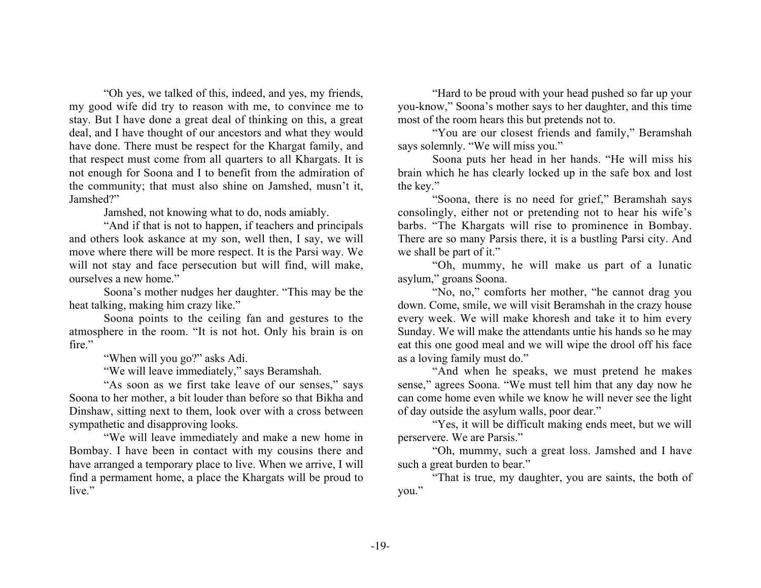"Oh yes, we talked of this, indeed, and yes, my friends, my good wife did try to reason with me, to convince me to stay. But I have done a great deal of thinking on this, a great deal, and I have thought of our ancestors and what they would have done. There must be respect for the Khargat family, and that respect must come from all quarters to all Khargats. It is not enough for Soona and I to benefit from the admiration of the community; that must also shine on Jamshed, musn't it, Jamshed?"

Jamshed, not knowing what to do, nods amiably.

"And if that is not to happen, if teachers and principals and others look askance at my son, well then, I say, we will move where there will be more respect. It is the Parsi way. We will not stay and face persecution but will find, will make, ourselves a new home."

Soona's mother nudges her daughter. "This may be the heat talking, making him crazy like."

Soona points to the ceiling fan and gestures to the atmosphere in the room. "It is not hot. Only his brain is on fire."

"When will you go?" asks Adi.

"We will leave immediately," says Beramshah.

"As soon as we first take leave of our senses," says Soona to her mother, a bit louder than before so that Bikha and Dinshaw, sitting next to them, look over with a cross between sympathetic and disapproving looks.

"We will leave immediately and make a new home in Bombay. I have been in contact with my cousins there and have arranged a temporary place to live. When we arrive, I will find a permament home, a place the Khargats will be proud to live."

"Hard to be proud with your head pushed so far up your you-know," Soona's mother says to her daughter, and this time most of the room hears this but pretends not to.

"You are our closest friends and family," Beramshah says solemnly. "We will miss you."

Soona puts her head in her hands. "He will miss his brain which he has clearly locked up in the safe box and lost the key."

"Soona, there is no need for grief," Beramshah says consolingly, either not or pretending not to hear his wife's barbs. "The Khargats will rise to prominence in Bombay. There are so many Parsis there, it is a bustling Parsi city. And we shall be part of it."

"Oh, mummy, he will make us part of a lunatic asylum," groans Soona.

"No, no," comforts her mother, "he cannot drag you down. Come, smile, we will visit Beramshah in the crazy house every week. We will make khoresh and take it to him every Sunday. We will make the attendants untie his hands so he may eat this one good meal and we will wipe the drool off his face as a loving family must do."

"And when he speaks, we must pretend he makes sense," agrees Soona. "We must tell him that any day now he can come home even while we know he will never see the light of day outside the asylum walls, poor dear."

"Yes, it will be difficult making ends meet, but we will perservere. We are Parsis."

"Oh, mummy, such a great loss. Jamshed and I have such a great burden to bear."

"That is true, my daughter, you are saints, the both of you."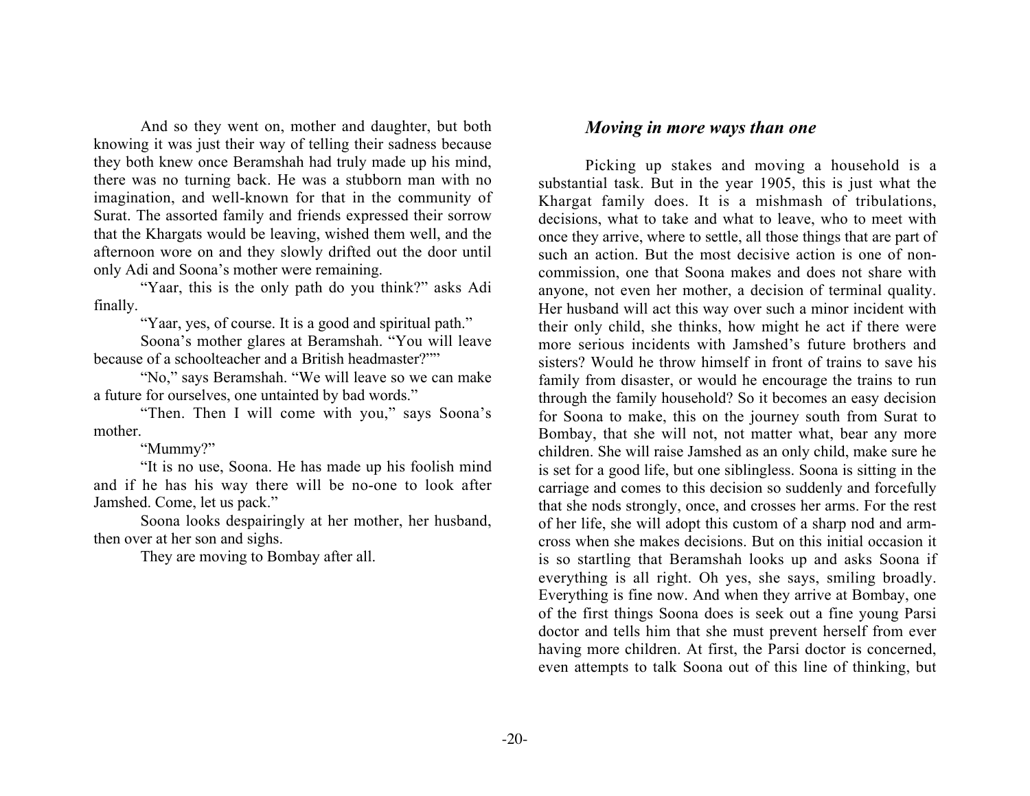And so they went on, mother and daughter, but both knowing it was just their way of telling their sadness because they both knew once Beramshah had truly made up his mind, there was no turning back. He was a stubborn man with no imagination, and well-known for that in the community of Surat. The assorted family and friends expressed their sorrow that the Khargats would be leaving, wished them well, and the afternoon wore on and they slowly drifted out the door until only Adi and Soona's mother were remaining.

"Yaar, this is the only path do you think?" asks Adi finally.

"Yaar, yes, of course. It is a good and spiritual path."

Soona's mother glares at Beramshah. "You will leave because of a schoolteacher and a British headmaster?""

"No," says Beramshah. "We will leave so we can make a future for ourselves, one untainted by bad words."

"Then. Then I will come with you," says Soona's mother.

"Mummy?"

"It is no use, Soona. He has made up his foolish mind and if he has his way there will be no-one to look after Jamshed. Come, let us pack."

Soona looks despairingly at her mother, her husband, then over at her son and sighs.

They are moving to Bombay after all.

## *Moving in more ways than one*

Picking up stakes and moving a household is a substantial task. But in the year 1905, this is just what the Khargat family does. It is a mishmash of tribulations, decisions, what to take and what to leave, who to meet with once they arrive, where to settle, all those things that are part of such an action. But the most decisive action is one of non-commission, one that Soona makes and does not share with anyone, not even her mother, a decision of terminal quality. Her husband will act this way over such a minor incident with their only child, she thinks, how might he act if there were more serious incidents with Jamshed's future brothers and sisters? Would he throw himself in front of trains to save his family from disaster, or would he encourage the trains to run through the family household? So it becomes an easy decision for Soona to make, this on the journey south from Surat to Bombay, that she will not, not matter what, bear any more children. She will raise Jamshed as an only child, make sure he is set for a good life, but one siblingless. Soona is sitting in the carriage and comes to this decision so suddenly and forcefully that she nods strongly, once, and crosses her arms. For the rest of her life, she will adopt this custom of a sharp nod and arm-cross when she makes decisions. But on this initial occasion it is so startling that Beramshah looks up and asks Soona if everything is all right. Oh yes, she says, smiling broadly. Everything is fine now. And when they arrive at Bombay, one of the first things Soona does is seek out a fine young Parsi doctor and tells him that she must prevent herself from ever having more children. At first, the Parsi doctor is concerned, even attempts to talk Soona out of this line of thinking, but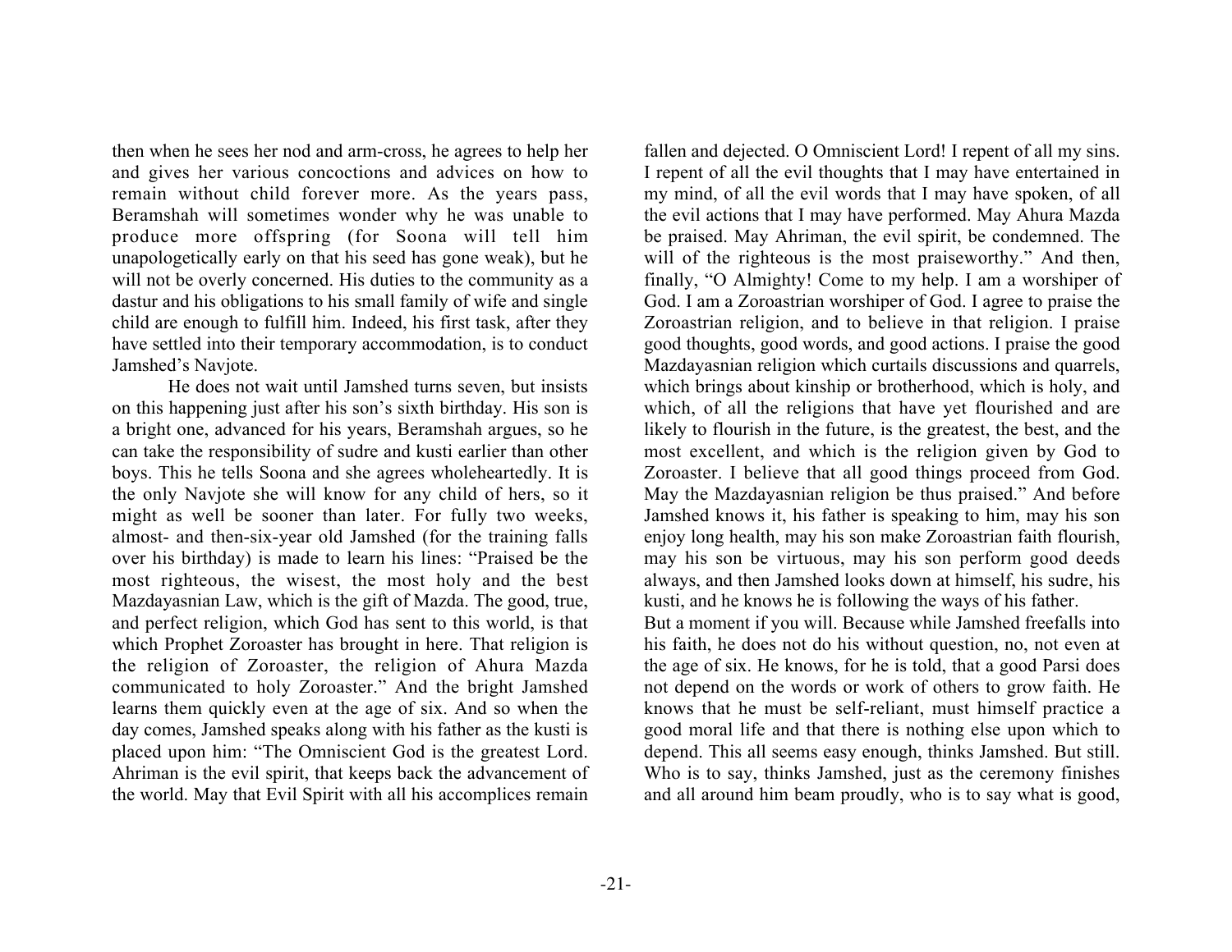then when he sees her nod and arm-cross, he agrees to help her and gives her various concoctions and advices on how to remain without child forever more. As the years pass, Beramshah will sometimes wonder why he was unable to produce more offspring (for Soona will tell him unapologetically early on that his seed has gone weak), but he will not be overly concerned. His duties to the community as a dastur and his obligations to his small family of wife and single child are enough to fulfill him. Indeed, his first task, after they have settled into their temporary accommodation, is to conduct Jamshed's Navjote.

He does not wait until Jamshed turns seven, but insists on this happening just after his son's sixth birthday. His son is a bright one, advanced for his years, Beramshah argues, so he can take the responsibility of sudre and kusti earlier than other boys. This he tells Soona and she agrees wholeheartedly. It is the only Navjote she will know for any child of hers, so it might as well be sooner than later. For fully two weeks, almost- and then-six-year old Jamshed (for the training falls over his birthday) is made to learn his lines: "Praised be the most righteous, the wisest, the most holy and the best Mazdayasnian Law, which is the gift of Mazda. The good, true, and perfect religion, which God has sent to this world, is that which Prophet Zoroaster has brought in here. That religion is the religion of Zoroaster, the religion of Ahura Mazda communicated to holy Zoroaster." And the bright Jamshed learns them quickly even at the age of six. And so when the day comes, Jamshed speaks along with his father as the kusti is placed upon him: "The Omniscient God is the greatest Lord. Ahriman is the evil spirit, that keeps back the advancement of the world. May that Evil Spirit with all his accomplices remain fallen and dejected. O Omniscient Lord! I repent of all my sins. I repent of all the evil thoughts that I may have entertained in my mind, of all the evil words that I may have spoken, of all the evil actions that I may have performed. May Ahura Mazda be praised. May Ahriman, the evil spirit, be condemned. The will of the righteous is the most praiseworthy." And then, finally, "O Almighty! Come to my help. I am a worshiper of God. I am a Zoroastrian worshiper of God. I agree to praise the Zoroastrian religion, and to believe in that religion. I praise good thoughts, good words, and good actions. I praise the good Mazdayasnian religion which curtails discussions and quarrels, which brings about kinship or brotherhood, which is holy, and which, of all the religions that have yet flourished and are likely to flourish in the future, is the greatest, the best, and the most excellent, and which is the religion given by God to Zoroaster. I believe that all good things proceed from God. May the Mazdayasnian religion be thus praised." And before Jamshed knows it, his father is speaking to him, may his son enjoy long health, may his son make Zoroastrian faith flourish, may his son be virtuous, may his son perform good deeds always, and then Jamshed looks down at himself, his sudre, his kusti, and he knows he is following the ways of his father.

But a moment if you will. Because while Jamshed freefalls into his faith, he does not do his without question, no, not even at the age of six. He knows, for he is told, that a good Parsi does not depend on the words or work of others to grow faith. He knows that he must be self-reliant, must himself practice a good moral life and that there is nothing else upon which to depend. This all seems easy enough, thinks Jamshed. But still. Who is to say, thinks Jamshed, just as the ceremony finishes and all around him beam proudly, who is to say what is good,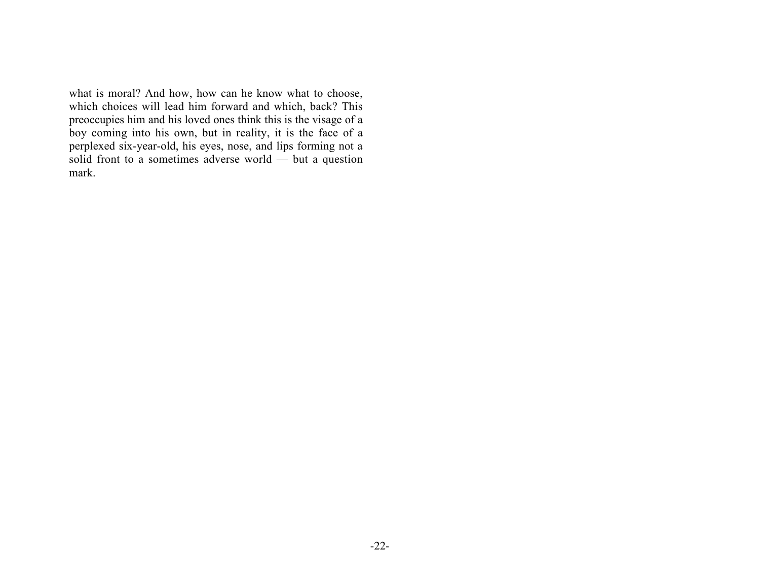what is moral? And how, how can he know what to choose, which choices will lead him forward and which, back? This preoccupies him and his loved ones think this is the visage of a boy coming into his own, but in reality, it is the face of a perplexed six-year-old, his eyes, nose, and lips forming not a solid front to a sometimes adverse world — but a question mark.